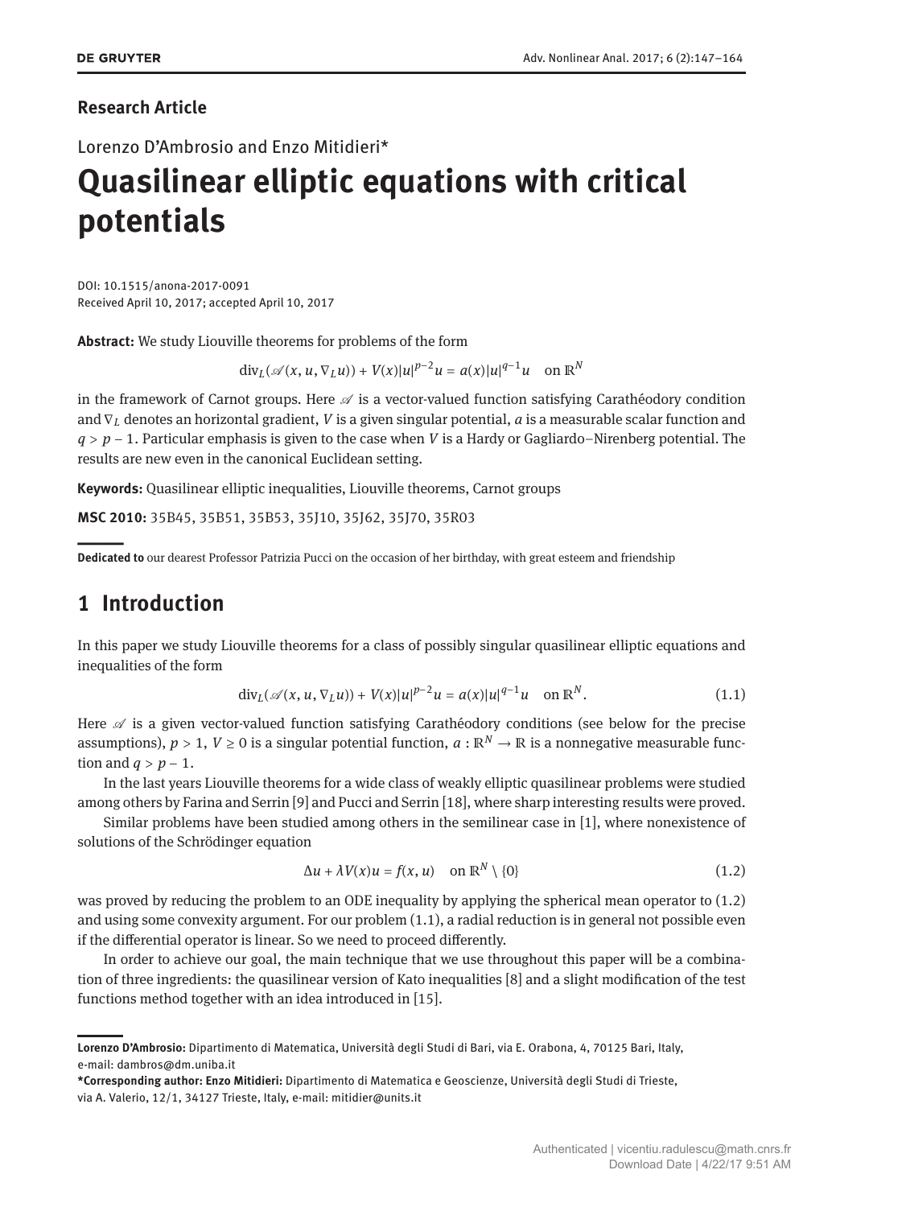**Research Article**

Lorenzo D'Ambrosio and Enzo Mitidieri*

# Quasilinear elliptic equations with critical potentials

DOI: 10.1515/anona-2017-0091
Received April 10, 2017; accepted April 10, 2017

**Abstract:** We study Liouville theorems for problems of the form

$$\operatorname{div}_L(\mathscr{A}(x, u, \nabla_L u)) + V(x)|u|^{p-2}u = a(x)|u|^{q-1}u \quad \text{on } \mathbb{R}^N$$

in the framework of Carnot groups. Here $\mathscr{A}$ is a vector-valued function satisfying Carathéodory condition and $\nabla_L$ denotes an horizontal gradient, $V$ is a given singular potential, $a$ is a measurable scalar function and $q > p - 1$. Particular emphasis is given to the case when $V$ is a Hardy or Gagliardo–Nirenberg potential. The results are new even in the canonical Euclidean setting.

**Keywords:** Quasilinear elliptic inequalities, Liouville theorems, Carnot groups

**MSC 2010:** 35B45, 35B51, 35B53, 35J10, 35J62, 35J70, 35R03

**Dedicated to** our dearest Professor Patrizia Pucci on the occasion of her birthday, with great esteem and friendship

## 1 Introduction

In this paper we study Liouville theorems for a class of possibly singular quasilinear elliptic equations and inequalities of the form

$$\operatorname{div}_L(\mathscr{A}(x, u, \nabla_L u)) + V(x)|u|^{p-2}u = a(x)|u|^{q-1}u \quad \text{on } \mathbb{R}^N. \tag{1.1}$$

Here $\mathscr{A}$ is a given vector-valued function satisfying Carathéodory conditions (see below for the precise assumptions), $p > 1$, $V \geq 0$ is a singular potential function, $a : \mathbb{R}^N \to \mathbb{R}$ is a nonnegative measurable function and $q > p - 1$.

In the last years Liouville theorems for a wide class of weakly elliptic quasilinear problems were studied among others by Farina and Serrin [9] and Pucci and Serrin [18], where sharp interesting results were proved.

Similar problems have been studied among others in the semilinear case in [1], where nonexistence of solutions of the Schrödinger equation

$$\Delta u + \lambda V(x)u = f(x, u) \quad \text{on } \mathbb{R}^N \setminus \{0\} \tag{1.2}$$

was proved by reducing the problem to an ODE inequality by applying the spherical mean operator to (1.2) and using some convexity argument. For our problem (1.1), a radial reduction is in general not possible even if the differential operator is linear. So we need to proceed differently.

In order to achieve our goal, the main technique that we use throughout this paper will be a combination of three ingredients: the quasilinear version of Kato inequalities [8] and a slight modification of the test functions method together with an idea introduced in [15].

---

**Lorenzo D'Ambrosio:** Dipartimento di Matematica, Università degli Studi di Bari, via E. Orabona, 4, 70125 Bari, Italy, e-mail: dambros@dm.uniba.it

***Corresponding author: Enzo Mitidieri:** Dipartimento di Matematica e Geoscienze, Università degli Studi di Trieste, via A. Valerio, 12/1, 34127 Trieste, Italy, e-mail: mitidier@units.it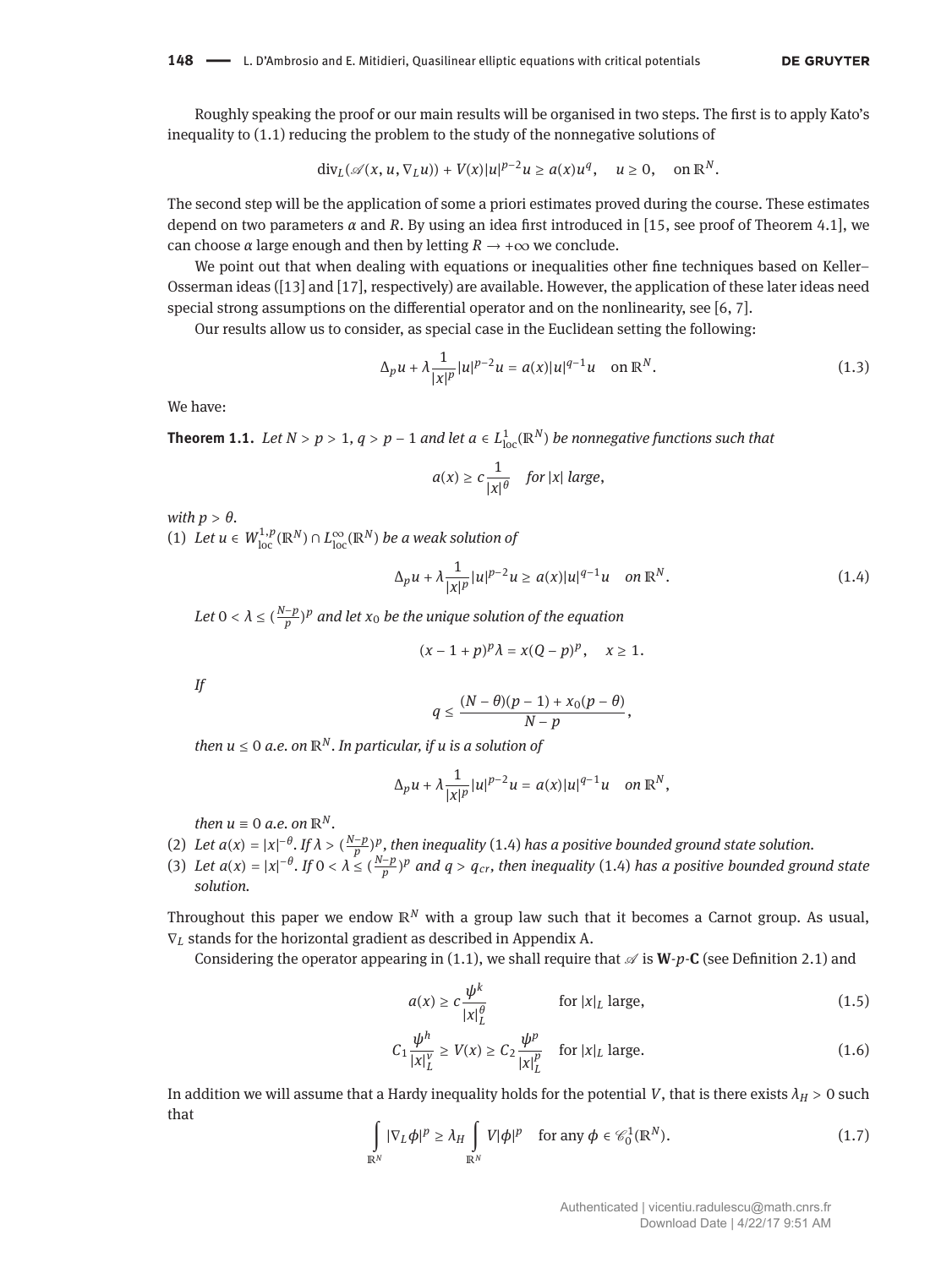Roughly speaking the proof or our main results will be organised in two steps. The first is to apply Kato's inequality to (1.1) reducing the problem to the study of the nonnegative solutions of

$$\operatorname{div}_L(\mathscr{A}(x, u, \nabla_L u)) + V(x)|u|^{p-2}u \geq a(x)u^q, \quad u \geq 0, \quad \text{on } \mathbb{R}^N.$$

The second step will be the application of some a priori estimates proved during the course. These estimates depend on two parameters $\alpha$ and $R$. By using an idea first introduced in [15, see proof of Theorem 4.1], we can choose $\alpha$ large enough and then by letting $R \to +\infty$ we conclude.

We point out that when dealing with equations or inequalities other fine techniques based on Keller–Osserman ideas ([13] and [17], respectively) are available. However, the application of these later ideas need special strong assumptions on the differential operator and on the nonlinearity, see [6, 7].

Our results allow us to consider, as special case in the Euclidean setting the following:

$$\Delta_p u + \lambda \frac{1}{|x|^p}|u|^{p-2}u = a(x)|u|^{q-1}u \quad \text{on } \mathbb{R}^N. \tag{1.3}$$

We have:

**Theorem 1.1.** *Let $N > p > 1$, $q > p - 1$ and let $a \in L^1_{\mathrm{loc}}(\mathbb{R}^N)$ be nonnegative functions such that*

$$a(x) \geq c\frac{1}{|x|^\theta} \quad \text{for } |x| \text{ large},$$

*with $p > \theta$.*

(1) *Let $u \in W^{1,p}_{\mathrm{loc}}(\mathbb{R}^N) \cap L^\infty_{\mathrm{loc}}(\mathbb{R}^N)$ be a weak solution of*

$$\Delta_p u + \lambda \frac{1}{|x|^p}|u|^{p-2}u \geq a(x)|u|^{q-1}u \quad \text{on } \mathbb{R}^N. \tag{1.4}$$

*Let $0 < \lambda \leq (\frac{N-p}{p})^p$ and let $x_0$ be the unique solution of the equation*

$$(x - 1 + p)^p\lambda = x(Q - p)^p, \quad x \geq 1.$$

*If*

$$q \leq \frac{(N-\theta)(p-1) + x_0(p-\theta)}{N-p},$$

*then $u \leq 0$ a.e. on $\mathbb{R}^N$. In particular, if $u$ is a solution of*

$$\Delta_p u + \lambda \frac{1}{|x|^p}|u|^{p-2}u = a(x)|u|^{q-1}u \quad \text{on } \mathbb{R}^N,$$

*then $u \equiv 0$ a.e. on $\mathbb{R}^N$.*

(2) *Let $a(x) = |x|^{-\theta}$. If $\lambda > (\frac{N-p}{p})^p$, then inequality (1.4) has a positive bounded ground state solution.*

(3) *Let $a(x) = |x|^{-\theta}$. If $0 < \lambda \leq (\frac{N-p}{p})^p$ and $q > q_{cr}$, then inequality (1.4) has a positive bounded ground state solution.*

Throughout this paper we endow $\mathbb{R}^N$ with a group law such that it becomes a Carnot group. As usual, $\nabla_L$ stands for the horizontal gradient as described in Appendix A.

Considering the operator appearing in (1.1), we shall require that $\mathscr{A}$ is **W**-$p$-**C** (see Definition 2.1) and

$$a(x) \geq c\frac{\psi^k}{|x|_L^\theta} \qquad \text{for } |x|_L \text{ large}, \tag{1.5}$$

$$C_1\frac{\psi^h}{|x|_L^\nu} \geq V(x) \geq C_2\frac{\psi^p}{|x|_L^p} \quad \text{for } |x|_L \text{ large}. \tag{1.6}$$

In addition we will assume that a Hardy inequality holds for the potential $V$, that is there exists $\lambda_H > 0$ such that

$$\int_{\mathbb{R}^N} |\nabla_L \phi|^p \geq \lambda_H \int_{\mathbb{R}^N} V|\phi|^p \quad \text{for any } \phi \in \mathscr{C}^1_0(\mathbb{R}^N). \tag{1.7}$$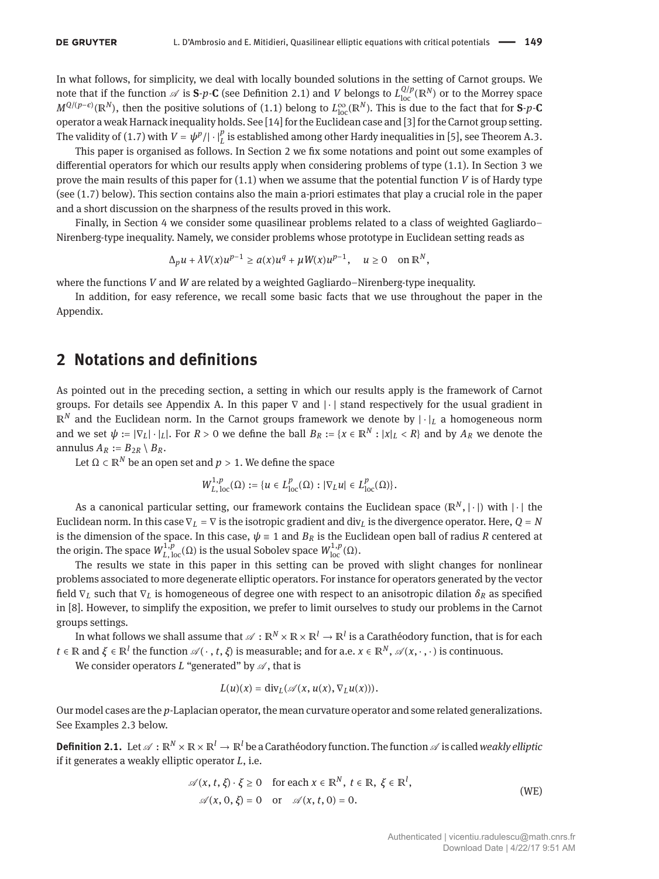In what follows, for simplicity, we deal with locally bounded solutions in the setting of Carnot groups. We note that if the function $\mathscr{A}$ is **S**-$p$-**C** (see Definition 2.1) and $V$ belongs to $L^{Q/p}_{\mathrm{loc}}(\mathbb{R}^N)$ or to the Morrey space $M^{Q/(p-\epsilon)}(\mathbb{R}^N)$, then the positive solutions of (1.1) belong to $L^{\infty}_{\mathrm{loc}}(\mathbb{R}^N)$. This is due to the fact that for **S**-$p$-**C** operator a weak Harnack inequality holds. See [14] for the Euclidean case and [3] for the Carnot group setting. The validity of (1.7) with $V = \psi^p/|\cdot|_L^p$ is established among other Hardy inequalities in [5], see Theorem A.3.

This paper is organised as follows. In Section 2 we fix some notations and point out some examples of differential operators for which our results apply when considering problems of type (1.1). In Section 3 we prove the main results of this paper for (1.1) when we assume that the potential function $V$ is of Hardy type (see (1.7) below). This section contains also the main a-priori estimates that play a crucial role in the paper and a short discussion on the sharpness of the results proved in this work.

Finally, in Section 4 we consider some quasilinear problems related to a class of weighted Gagliardo–Nirenberg-type inequality. Namely, we consider problems whose prototype in Euclidean setting reads as

$$\Delta_p u + \lambda V(x)u^{p-1} \geq a(x)u^q + \mu W(x)u^{p-1}, \quad u \geq 0 \quad \text{on } \mathbb{R}^N,$$

where the functions $V$ and $W$ are related by a weighted Gagliardo–Nirenberg-type inequality.

In addition, for easy reference, we recall some basic facts that we use throughout the paper in the Appendix.

## 2 Notations and definitions

As pointed out in the preceding section, a setting in which our results apply is the framework of Carnot groups. For details see Appendix A. In this paper $\nabla$ and $|\cdot|$ stand respectively for the usual gradient in $\mathbb{R}^N$ and the Euclidean norm. In the Carnot groups framework we denote by $|\cdot|_L$ a homogeneous norm and we set $\psi := |\nabla_L|\cdot|_L|$. For $R > 0$ we define the ball $B_R := \{x \in \mathbb{R}^N : |x|_L < R\}$ and by $A_R$ we denote the annulus $A_R := B_{2R} \setminus B_R$.

Let $\Omega \subset \mathbb{R}^N$ be an open set and $p > 1$. We define the space

$$W^{1,p}_{L,\mathrm{loc}}(\Omega) := \{u \in L^p_{\mathrm{loc}}(\Omega) : |\nabla_L u| \in L^p_{\mathrm{loc}}(\Omega)\}.$$

As a canonical particular setting, our framework contains the Euclidean space $(\mathbb{R}^N, |\cdot|)$ with $|\cdot|$ the Euclidean norm. In this case $\nabla_L = \nabla$ is the isotropic gradient and $\mathrm{div}_L$ is the divergence operator. Here, $Q = N$ is the dimension of the space. In this case, $\psi \equiv 1$ and $B_R$ is the Euclidean open ball of radius $R$ centered at the origin. The space $W^{1,p}_{L,\mathrm{loc}}(\Omega)$ is the usual Sobolev space $W^{1,p}_{\mathrm{loc}}(\Omega)$.

The results we state in this paper in this setting can be proved with slight changes for nonlinear problems associated to more degenerate elliptic operators. For instance for operators generated by the vector field $\nabla_L$ such that $\nabla_L$ is homogeneous of degree one with respect to an anisotropic dilation $\delta_R$ as specified in [8]. However, to simplify the exposition, we prefer to limit ourselves to study our problems in the Carnot groups settings.

In what follows we shall assume that $\mathscr{A} : \mathbb{R}^N \times \mathbb{R} \times \mathbb{R}^l \to \mathbb{R}^l$ is a Carathéodory function, that is for each $t \in \mathbb{R}$ and $\xi \in \mathbb{R}^l$ the function $\mathscr{A}(\cdot, t, \xi)$ is measurable; and for a.e. $x \in \mathbb{R}^N$, $\mathscr{A}(x, \cdot, \cdot)$ is continuous.

We consider operators $L$ "generated" by $\mathscr{A}$, that is

$$L(u)(x) = \mathrm{div}_L(\mathscr{A}(x, u(x), \nabla_L u(x))).$$

Our model cases are the $p$-Laplacian operator, the mean curvature operator and some related generalizations. See Examples 2.3 below.

**Definition 2.1.** Let $\mathscr{A} : \mathbb{R}^N \times \mathbb{R} \times \mathbb{R}^l \to \mathbb{R}^l$ be a Carathéodory function. The function $\mathscr{A}$ is called *weakly elliptic* if it generates a weakly elliptic operator $L$, i.e.

$$\begin{aligned} &\mathscr{A}(x, t, \xi) \cdot \xi \geq 0 \quad \text{for each } x \in \mathbb{R}^N,\ t \in \mathbb{R},\ \xi \in \mathbb{R}^l, \\ &\mathscr{A}(x, 0, \xi) = 0 \quad \text{or} \quad \mathscr{A}(x, t, 0) = 0. \end{aligned} \tag{WE}$$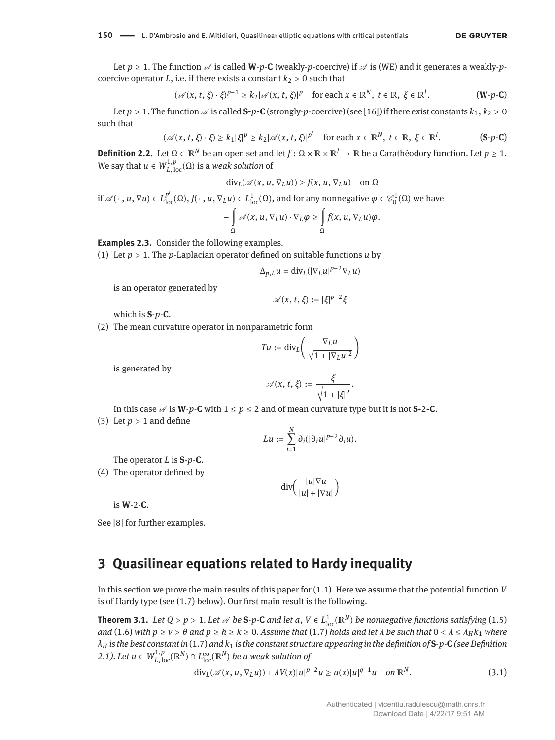Let $p \geq 1$. The function $\mathscr{A}$ is called **W**-$p$-**C** (weakly-$p$-coercive) if $\mathscr{A}$ is (WE) and it generates a weakly-$p$-coercive operator $L$, i.e. if there exists a constant $k_2 > 0$ such that

$$(\mathscr{A}(x,t,\xi)\cdot\xi)^{p-1} \geq k_2|\mathscr{A}(x,t,\xi)|^p \quad \text{for each } x \in \mathbb{R}^N,\ t \in \mathbb{R},\ \xi \in \mathbb{R}^l. \tag{W-$p$-C}$$

Let $p > 1$. The function $\mathscr{A}$ is called **S-**$p$**-C** (strongly-$p$-coercive) (see [16]) if there exist constants $k_1, k_2 > 0$ such that

$$(\mathscr{A}(x,t,\xi)\cdot\xi) \geq k_1|\xi|^p \geq k_2|\mathscr{A}(x,t,\xi)|^{p'} \quad \text{for each } x \in \mathbb{R}^N,\ t \in \mathbb{R},\ \xi \in \mathbb{R}^l. \tag{S-$p$-C}$$

**Definition 2.2.** Let $\Omega \subset \mathbb{R}^N$ be an open set and let $f : \Omega \times \mathbb{R} \times \mathbb{R}^l \to \mathbb{R}$ be a Carathéodory function. Let $p \geq 1$. We say that $u \in W^{1,p}_{L,\mathrm{loc}}(\Omega)$ is a *weak solution* of

$$\mathrm{div}_L(\mathscr{A}(x,u,\nabla_L u)) \geq f(x,u,\nabla_L u) \quad \text{on } \Omega$$

if $\mathscr{A}(\cdot,u,\nabla u) \in L^{p'}_{\mathrm{loc}}(\Omega)$, $f(\cdot,u,\nabla_L u) \in L^1_{\mathrm{loc}}(\Omega)$, and for any nonnegative $\varphi \in \mathscr{C}^1_0(\Omega)$ we have

$$-\int_\Omega \mathscr{A}(x,u,\nabla_L u)\cdot\nabla_L\varphi \geq \int_\Omega f(x,u,\nabla_L u)\varphi.$$

**Examples 2.3.** Consider the following examples.

(1) Let $p > 1$. The $p$-Laplacian operator defined on suitable functions $u$ by

$$\Delta_{p,L} u = \mathrm{div}_L(|\nabla_L u|^{p-2}\nabla_L u)$$

is an operator generated by

$$\mathscr{A}(x,t,\xi) := |\xi|^{p-2}\xi$$

which is **S**-$p$-**C**.

(2) The mean curvature operator in nonparametric form

$$Tu := \mathrm{div}_L\bigg(\frac{\nabla_L u}{\sqrt{1+|\nabla_L u|^2}}\bigg)$$

is generated by

$$\mathscr{A}(x,t,\xi) := \frac{\xi}{\sqrt{1+|\xi|^2}}.$$

In this case $\mathscr{A}$ is **W**-$p$-**C** with $1 \leq p \leq 2$ and of mean curvature type but it is not **S-**2**-C**.

(3) Let $p > 1$ and define

$$Lu := \sum_{i=1}^N \partial_i(|\partial_i u|^{p-2}\partial_i u).$$

The operator $L$ is **S**-$p$-**C**.

(4) The operator defined by

$$\mathrm{div}\bigg(\frac{|u|\nabla u}{|u|+|\nabla u|}\bigg)$$

is **W**-2-**C**.

See [8] for further examples.

# 3 Quasilinear equations related to Hardy inequality

In this section we prove the main results of this paper for (1.1). Here we assume that the potential function $V$ is of Hardy type (see (1.7) below). Our first main result is the following.

**Theorem 3.1.** *Let $Q > p > 1$. Let $\mathscr{A}$ be* **S**-$p$-**C** *and let $a, V \in L^1_{\mathrm{loc}}(\mathbb{R}^N)$ be nonnegative functions satisfying* (1.5) *and* (1.6) *with $p \geq \nu > \theta$ and $p \geq h \geq k \geq 0$. Assume that* (1.7) *holds and let $\lambda$ be such that $0 < \lambda \leq \lambda_H k_1$ where $\lambda_H$ is the best constant in* (1.7) *and $k_1$ is the constant structure appearing in the definition of* **S**-$p$-**C** *(see Definition 2.1). Let $u \in W^{1,p}_{L,\mathrm{loc}}(\mathbb{R}^N) \cap L^\infty_{\mathrm{loc}}(\mathbb{R}^N)$ be a weak solution of*

$$\mathrm{div}_L(\mathscr{A}(x,u,\nabla_L u)) + \lambda V(x)|u|^{p-2}u \geq a(x)|u|^{q-1}u \quad \text{on } \mathbb{R}^N. \tag{3.1}$$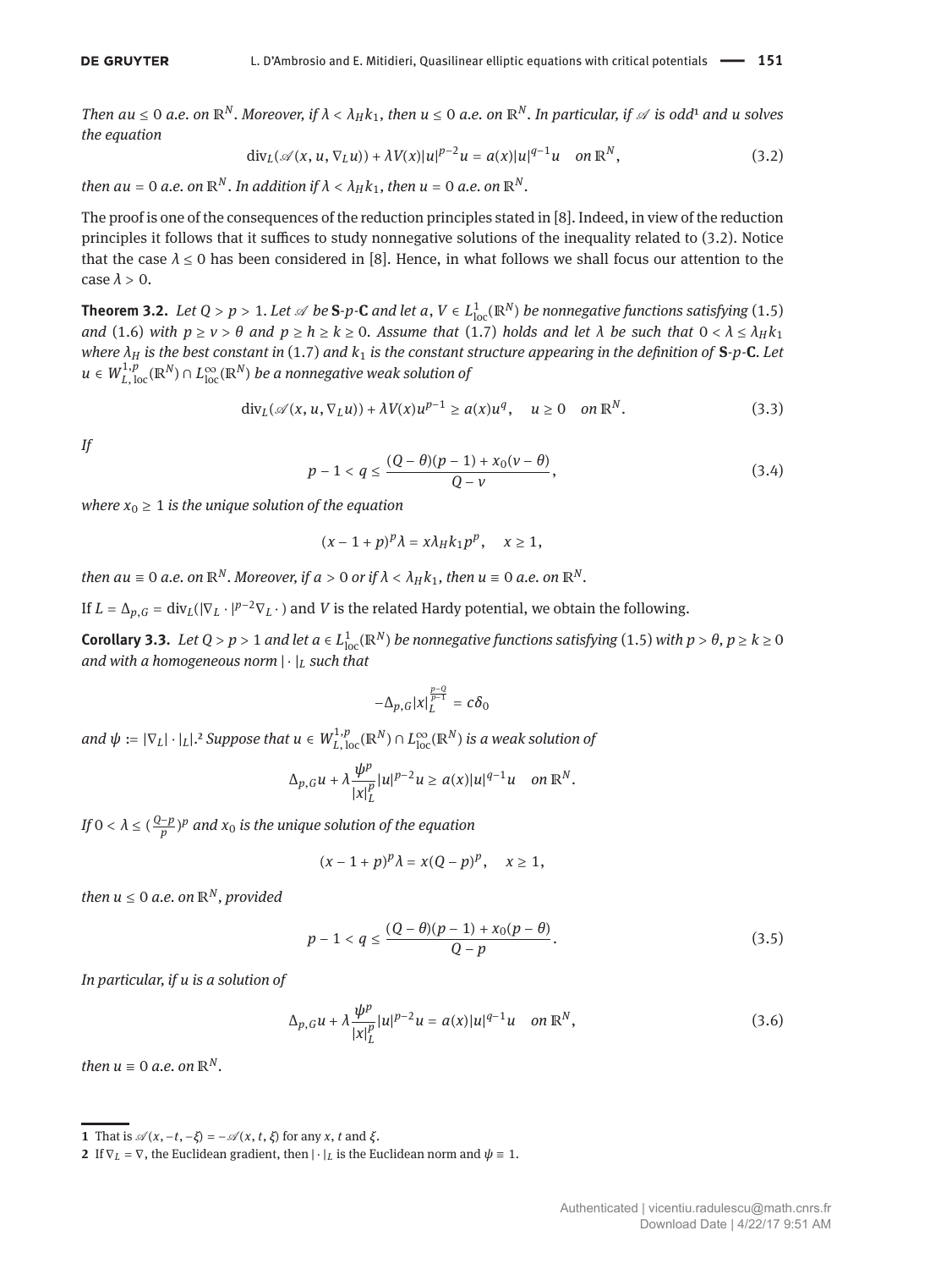*Then $au \leq 0$ a.e. on $\mathbb{R}^N$. Moreover, if $\lambda < \lambda_H k_1$, then $u \leq 0$ a.e. on $\mathbb{R}^N$. In particular, if $\mathscr{A}$ is odd*[1] *and u solves the equation*

$$\operatorname{div}_L(\mathscr{A}(x, u, \nabla_L u)) + \lambda V(x)|u|^{p-2}u = a(x)|u|^{q-1}u \quad \text{on } \mathbb{R}^N, \tag{3.2}$$

*then $au = 0$ a.e. on $\mathbb{R}^N$. In addition if $\lambda < \lambda_H k_1$, then $u = 0$ a.e. on $\mathbb{R}^N$.*

The proof is one of the consequences of the reduction principles stated in [8]. Indeed, in view of the reduction principles it follows that it suffices to study nonnegative solutions of the inequality related to (3.2). Notice that the case $\lambda \leq 0$ has been considered in [8]. Hence, in what follows we shall focus our attention to the case $\lambda > 0$.

**Theorem 3.2.** *Let $Q > p > 1$. Let $\mathscr{A}$ be **S**-$p$-**C** and let $a$, $V \in L^1_{\text{loc}}(\mathbb{R}^N)$ be nonnegative functions satisfying* (1.5) *and* (1.6) *with $p \geq \nu > \theta$ and $p \geq h \geq k \geq 0$. Assume that* (1.7) *holds and let $\lambda$ be such that $0 < \lambda \leq \lambda_H k_1$ where $\lambda_H$ is the best constant in* (1.7) *and $k_1$ is the constant structure appearing in the definition of **S**-$p$-**C**. Let $u \in W^{1,p}_{L,\text{loc}}(\mathbb{R}^N) \cap L^\infty_{\text{loc}}(\mathbb{R}^N)$ be a nonnegative weak solution of*

$$\operatorname{div}_L(\mathscr{A}(x, u, \nabla_L u)) + \lambda V(x)u^{p-1} \geq a(x)u^q, \quad u \geq 0 \quad \text{on } \mathbb{R}^N. \tag{3.3}$$

*If*

$$p - 1 < q \leq \frac{(Q-\theta)(p-1) + x_0(\nu - \theta)}{Q - \nu}, \tag{3.4}$$

*where $x_0 \geq 1$ is the unique solution of the equation*

$$(x - 1 + p)^p \lambda = x \lambda_H k_1 p^p, \quad x \geq 1,$$

*then $au \equiv 0$ a.e. on $\mathbb{R}^N$. Moreover, if $a > 0$ or if $\lambda < \lambda_H k_1$, then $u \equiv 0$ a.e. on $\mathbb{R}^N$.*

If $L = \Delta_{p,G} = \operatorname{div}_L(|\nabla_L \cdot|^{p-2}\nabla_L \cdot)$ and $V$ is the related Hardy potential, we obtain the following.

**Corollary 3.3.** *Let $Q > p > 1$ and let $a \in L^1_{\text{loc}}(\mathbb{R}^N)$ be nonnegative functions satisfying* (1.5) *with $p > \theta$, $p \geq k \geq 0$ and with a homogeneous norm $|\cdot|_L$ such that*

$$-\Delta_{p,G}|x|_L^{\frac{p-Q}{p-1}} = c\delta_0$$

*and $\psi := |\nabla_L| \cdot |_L|$.*[2] *Suppose that $u \in W^{1,p}_{L,\text{loc}}(\mathbb{R}^N) \cap L^\infty_{\text{loc}}(\mathbb{R}^N)$ is a weak solution of*

$$\Delta_{p,G} u + \lambda \frac{\psi^p}{|x|_L^p}|u|^{p-2}u \geq a(x)|u|^{q-1}u \quad \text{on } \mathbb{R}^N.$$

*If $0 < \lambda \leq (\frac{Q-p}{p})^p$ and $x_0$ is the unique solution of the equation*

$$(x - 1 + p)^p \lambda = x(Q-p)^p, \quad x \geq 1,$$

*then $u \leq 0$ a.e. on $\mathbb{R}^N$, provided*

$$p - 1 < q \leq \frac{(Q-\theta)(p-1) + x_0(p - \theta)}{Q - p}. \tag{3.5}$$

*In particular, if u is a solution of*

$$\Delta_{p,G} u + \lambda \frac{\psi^p}{|x|_L^p}|u|^{p-2}u = a(x)|u|^{q-1}u \quad \text{on } \mathbb{R}^N, \tag{3.6}$$

*then $u \equiv 0$ a.e. on $\mathbb{R}^N$.*

---

1 That is $\mathscr{A}(x, -t, -\xi) = -\mathscr{A}(x, t, \xi)$ for any $x$, $t$ and $\xi$.

2 If $\nabla_L = \nabla$, the Euclidean gradient, then $|\cdot|_L$ is the Euclidean norm and $\psi \equiv 1$.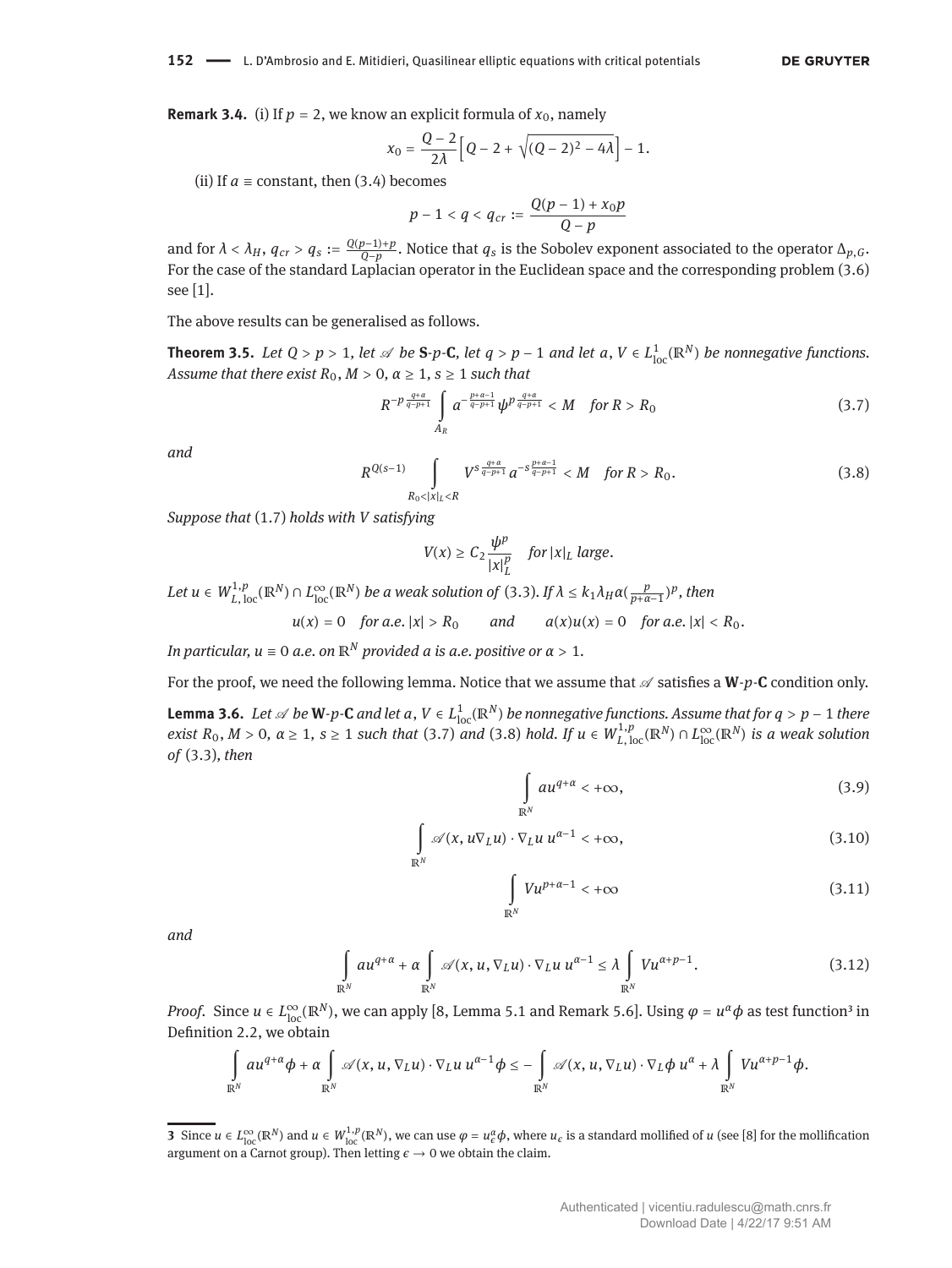**Remark 3.4.** (i) If $p = 2$, we know an explicit formula of $x_0$, namely

$$x_0 = \frac{Q-2}{2\lambda}\Big[Q-2+\sqrt{(Q-2)^2-4\lambda}\Big]-1.$$

(ii) If $a \equiv$ constant, then (3.4) becomes

$$p-1 < q < q_{cr} := \frac{Q(p-1)+x_0 p}{Q-p}$$

and for $\lambda < \lambda_H$, $q_{cr} > q_s := \frac{Q(p-1)+p}{Q-p}$. Notice that $q_s$ is the Sobolev exponent associated to the operator $\Delta_{p,G}$. For the case of the standard Laplacian operator in the Euclidean space and the corresponding problem (3.6) see [1].

The above results can be generalised as follows.

**Theorem 3.5.** *Let $Q > p > 1$, let $\mathscr{A}$ be* **S**-*p*-**C**, *let $q > p-1$ and let $a, V \in L^1_{\mathrm{loc}}(\mathbb{R}^N)$ be nonnegative functions. Assume that there exist $R_0, M > 0$, $\alpha \geq 1$, $s \geq 1$ such that*

$$R^{-p\frac{q+\alpha}{q-p+1}} \int_{A_R} a^{-\frac{p+\alpha-1}{q-p+1}} \psi^{p\frac{q+\alpha}{q-p+1}} < M \quad \text{for } R > R_0 \tag{3.7}$$

*and*

$$R^{Q(s-1)} \int_{R_0<|x|_L<R} V^{s\frac{q+\alpha}{q-p+1}} a^{-s\frac{p+\alpha-1}{q-p+1}} < M \quad \text{for } R > R_0. \tag{3.8}$$

*Suppose that* (1.7) *holds with $V$ satisfying*

$$V(x) \geq C_2 \frac{\psi^p}{|x|_L^p} \quad \text{for } |x|_L \text{ large}.$$

*Let $u \in W^{1,p}_{L,\mathrm{loc}}(\mathbb{R}^N) \cap L^\infty_{\mathrm{loc}}(\mathbb{R}^N)$ be a weak solution of* (3.3). *If $\lambda \leq k_1 \lambda_H \alpha (\frac{p}{p+\alpha-1})^p$, then*

$$u(x) = 0 \quad \text{for a.e. } |x| > R_0 \qquad \text{and} \qquad a(x)u(x) = 0 \quad \text{for a.e. } |x| < R_0.$$

*In particular, $u \equiv 0$ a.e. on $\mathbb{R}^N$ provided $a$ is a.e. positive or $\alpha > 1$.*

For the proof, we need the following lemma. Notice that we assume that $\mathscr{A}$ satisfies a **W**-*p*-**C** condition only.

**Lemma 3.6.** *Let $\mathscr{A}$ be* **W**-*p*-**C** *and let $a, V \in L^1_{\mathrm{loc}}(\mathbb{R}^N)$ be nonnegative functions. Assume that for $q > p-1$ there exist $R_0, M > 0$, $\alpha \geq 1$, $s \geq 1$ such that* (3.7) *and* (3.8) *hold. If $u \in W^{1,p}_{L,\mathrm{loc}}(\mathbb{R}^N) \cap L^\infty_{\mathrm{loc}}(\mathbb{R}^N)$ is a weak solution of* (3.3), *then*

$$\int_{\mathbb{R}^N} a u^{q+\alpha} < +\infty, \tag{3.9}$$

$$\int_{\mathbb{R}^N} \mathscr{A}(x, u\nabla_L u) \cdot \nabla_L u \, u^{\alpha-1} < +\infty, \tag{3.10}$$

$$\int_{\mathbb{R}^N} V u^{p+\alpha-1} < +\infty \tag{3.11}$$

*and*

$$\int_{\mathbb{R}^N} a u^{q+\alpha} + \alpha \int_{\mathbb{R}^N} \mathscr{A}(x, u, \nabla_L u) \cdot \nabla_L u \, u^{\alpha-1} \leq \lambda \int_{\mathbb{R}^N} V u^{\alpha+p-1}. \tag{3.12}$$

*Proof.* Since $u \in L^\infty_{\mathrm{loc}}(\mathbb{R}^N)$, we can apply [8, Lemma 5.1 and Remark 5.6]. Using $\varphi = u^\alpha \phi$ as test function[3] in Definition 2.2, we obtain

$$\int_{\mathbb{R}^N} a u^{q+\alpha}\phi + \alpha \int_{\mathbb{R}^N} \mathscr{A}(x, u, \nabla_L u) \cdot \nabla_L u \, u^{\alpha-1}\phi \leq -\int_{\mathbb{R}^N} \mathscr{A}(x, u, \nabla_L u) \cdot \nabla_L \phi \, u^\alpha + \lambda \int_{\mathbb{R}^N} V u^{\alpha+p-1}\phi.$$

---

3 Since $u \in L^\infty_{\mathrm{loc}}(\mathbb{R}^N)$ and $u \in W^{1,p}_{\mathrm{loc}}(\mathbb{R}^N)$, we can use $\varphi = u_\epsilon^\alpha \phi$, where $u_\epsilon$ is a standard mollified of $u$ (see [8] for the mollification argument on a Carnot group). Then letting $\epsilon \to 0$ we obtain the claim.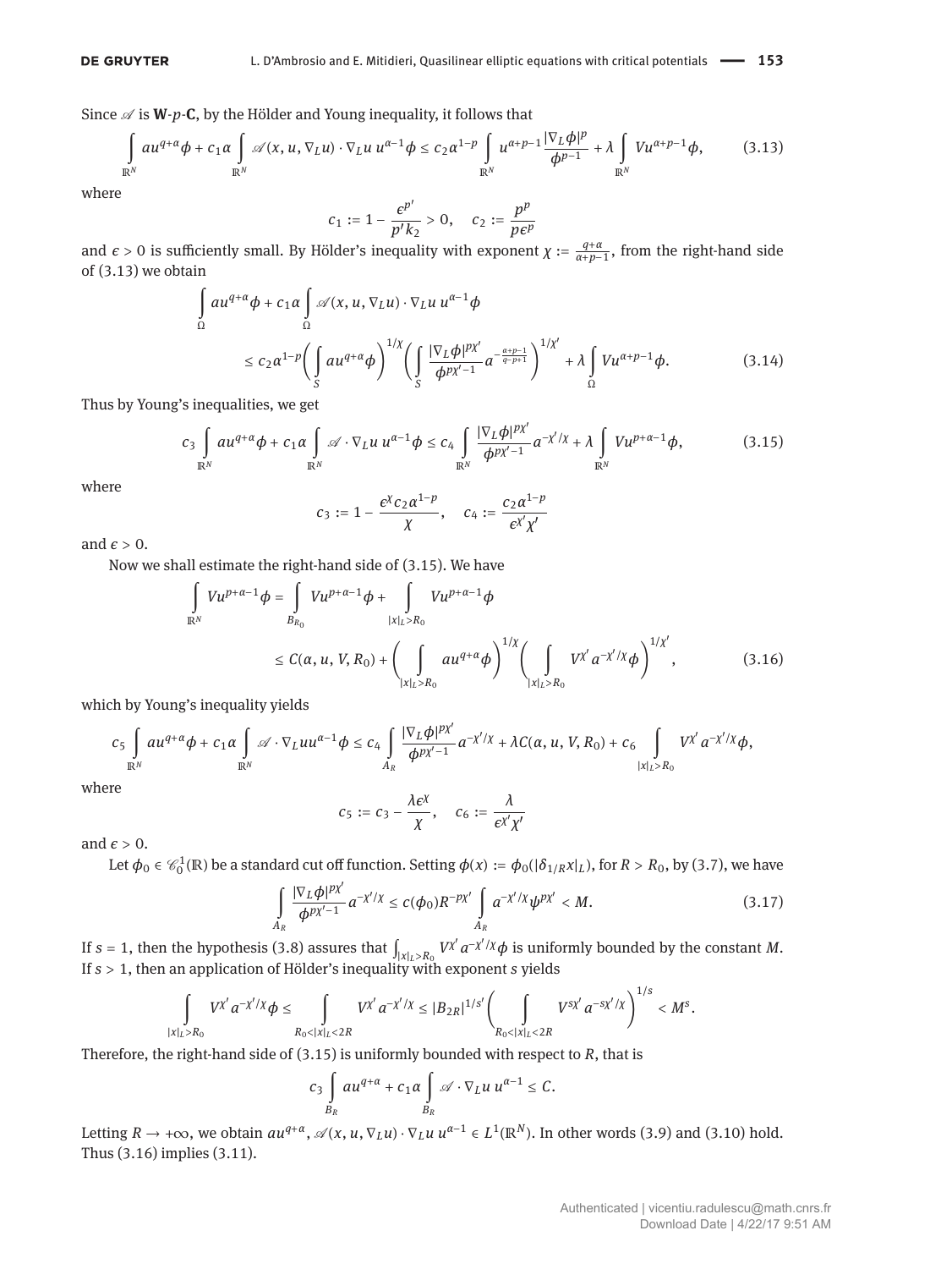Since $\mathscr{A}$ is **W**-$p$-**C**, by the Hölder and Young inequality, it follows that

$$\int_{\mathbb{R}^N} au^{q+\alpha}\phi + c_1\alpha \int_{\mathbb{R}^N} \mathscr{A}(x,u,\nabla_L u)\cdot\nabla_L u\, u^{\alpha-1}\phi \le c_2\alpha^{1-p}\int_{\mathbb{R}^N} u^{\alpha+p-1}\frac{|\nabla_L\phi|^p}{\phi^{p-1}} + \lambda\int_{\mathbb{R}^N} Vu^{\alpha+p-1}\phi, \tag{3.13}$$

where

$$c_1 := 1 - \frac{\epsilon^{p'}}{p'k_2} > 0, \quad c_2 := \frac{p^p}{p\epsilon^p}$$

and $\epsilon > 0$ is sufficiently small. By Hölder's inequality with exponent $\chi := \frac{q+\alpha}{\alpha+p-1}$, from the right-hand side of (3.13) we obtain

$$\int_{\Omega} au^{q+\alpha}\phi + c_1\alpha\int_{\Omega}\mathscr{A}(x,u,\nabla_L u)\cdot\nabla_L u\, u^{\alpha-1}\phi \le c_2\alpha^{1-p}\bigg(\int_S au^{q+\alpha}\phi\bigg)^{1/\chi}\bigg(\int_S \frac{|\nabla_L\phi|^{p\chi'}}{\phi^{p\chi'-1}}a^{-\frac{\alpha+p-1}{q-p+1}}\bigg)^{1/\chi'} + \lambda\int_{\Omega} Vu^{\alpha+p-1}\phi. \tag{3.14}$$

Thus by Young's inequalities, we get

$$c_3\int_{\mathbb{R}^N} au^{q+\alpha}\phi + c_1\alpha\int_{\mathbb{R}^N}\mathscr{A}\cdot\nabla_L u\, u^{\alpha-1}\phi \le c_4\int_{\mathbb{R}^N}\frac{|\nabla_L\phi|^{p\chi'}}{\phi^{p\chi'-1}}a^{-\chi'/\chi} + \lambda\int_{\mathbb{R}^N} Vu^{p+\alpha-1}\phi, \tag{3.15}$$

where

$$c_3 := 1 - \frac{\epsilon^\chi c_2\alpha^{1-p}}{\chi}, \quad c_4 := \frac{c_2\alpha^{1-p}}{\epsilon^{\chi'}\chi'}$$

and $\epsilon > 0$.

Now we shall estimate the right-hand side of (3.15). We have

$$\begin{aligned}\int_{\mathbb{R}^N} Vu^{p+\alpha-1}\phi &= \int_{B_{R_0}} Vu^{p+\alpha-1}\phi + \int_{|x|_L>R_0} Vu^{p+\alpha-1}\phi\\ &\le C(\alpha,u,V,R_0) + \bigg(\int_{|x|_L>R_0} au^{q+\alpha}\phi\bigg)^{1/\chi}\bigg(\int_{|x|_L>R_0} V^{\chi'}a^{-\chi'/\chi}\phi\bigg)^{1/\chi'},\end{aligned} \tag{3.16}$$

which by Young's inequality yields

$$c_5\int_{\mathbb{R}^N} au^{q+\alpha}\phi + c_1\alpha\int_{\mathbb{R}^N}\mathscr{A}\cdot\nabla_L u u^{\alpha-1}\phi \le c_4\int_{A_R}\frac{|\nabla_L\phi|^{p\chi'}}{\phi^{p\chi'-1}}a^{-\chi'/\chi} + \lambda C(\alpha,u,V,R_0) + c_6\int_{|x|_L>R_0} V^{\chi'}a^{-\chi'/\chi}\phi,$$

where

$$c_5 := c_3 - \frac{\lambda\epsilon^\chi}{\chi}, \quad c_6 := \frac{\lambda}{\epsilon^{\chi'}\chi'}$$

and $\epsilon > 0$.

Let $\phi_0 \in \mathscr{C}_0^1(\mathbb{R})$ be a standard cut off function. Setting $\phi(x) := \phi_0(|\delta_{1/R}x|_L)$, for $R > R_0$, by (3.7), we have

$$\int_{A_R}\frac{|\nabla_L\phi|^{p\chi'}}{\phi^{p\chi'-1}}a^{-\chi'/\chi} \le c(\phi_0)R^{-p\chi'}\int_{A_R} a^{-\chi'/\chi}\psi^{p\chi'} < M. \tag{3.17}$$

If $s = 1$, then the hypothesis (3.8) assures that $\int_{|x|_L>R_0} V^{\chi'}a^{-\chi'/\chi}\phi$ is uniformly bounded by the constant $M$. If $s > 1$, then an application of Hölder's inequality with exponent $s$ yields

$$\int_{|x|_L>R_0} V^{\chi'}a^{-\chi'/\chi}\phi \le \int_{R_0<|x|_L<2R} V^{\chi'}a^{-\chi'/\chi} \le |B_{2R}|^{1/s'}\bigg(\int_{R_0<|x|_L<2R} V^{s\chi'}a^{-s\chi'/\chi}\bigg)^{1/s} < M^s.$$

Therefore, the right-hand side of (3.15) is uniformly bounded with respect to $R$, that is

$$c_3\int_{B_R} au^{q+\alpha} + c_1\alpha\int_{B_R}\mathscr{A}\cdot\nabla_L u\, u^{\alpha-1} \le C.$$

Letting $R \to +\infty$, we obtain $au^{q+\alpha}, \mathscr{A}(x,u,\nabla_L u)\cdot\nabla_L u\, u^{\alpha-1} \in L^1(\mathbb{R}^N)$. In other words (3.9) and (3.10) hold. Thus (3.16) implies (3.11).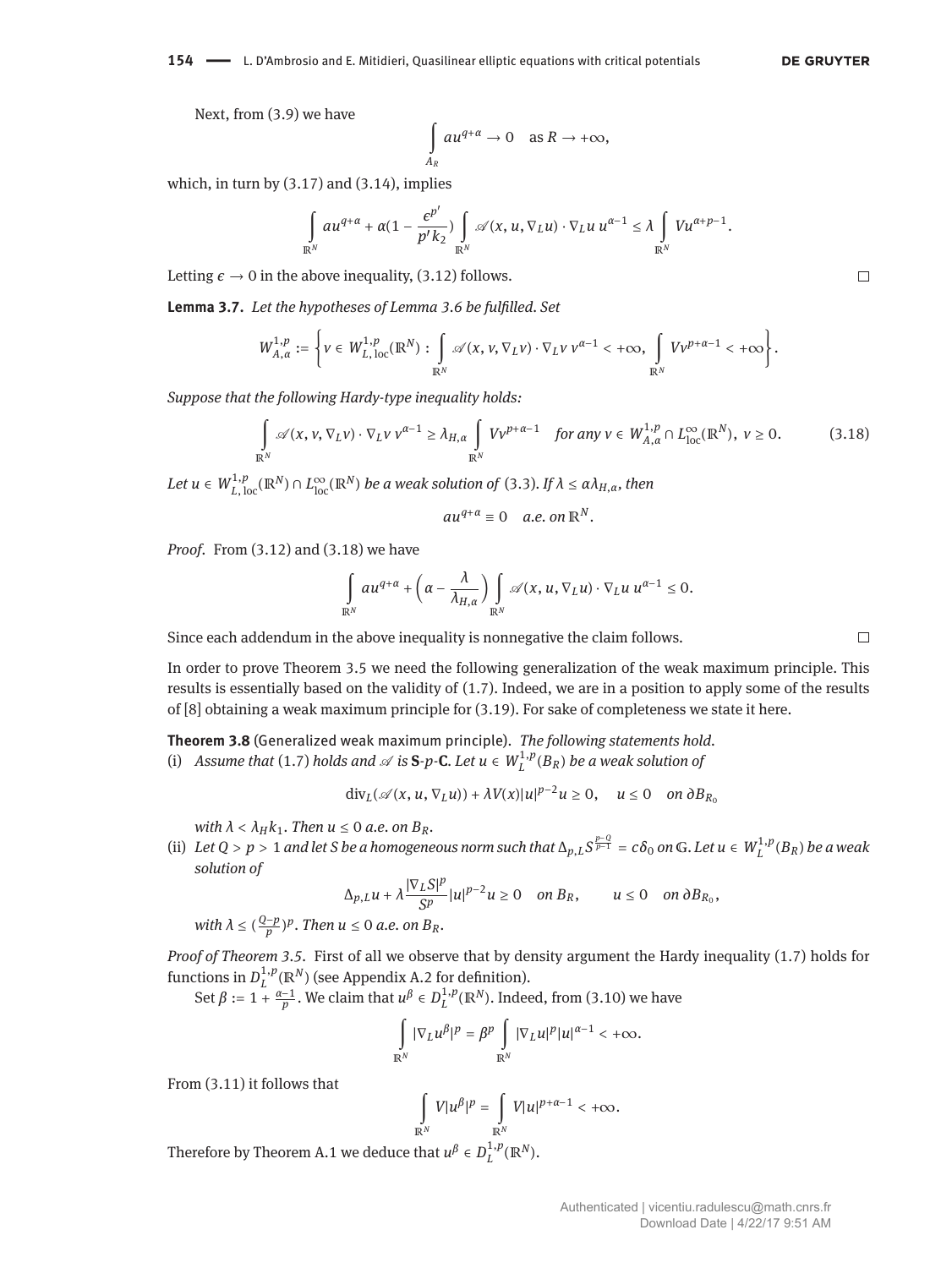Next, from (3.9) we have

$$\int_{A_R} au^{q+\alpha} \to 0 \quad \text{as } R \to +\infty,$$

which, in turn by (3.17) and (3.14), implies

$$\int_{\mathbb{R}^N} au^{q+\alpha} + \alpha\Big(1 - \frac{\epsilon^{p'}}{p' k_2}\Big) \int_{\mathbb{R}^N} \mathscr{A}(x, u, \nabla_L u) \cdot \nabla_L u \, u^{\alpha-1} \le \lambda \int_{\mathbb{R}^N} V u^{\alpha+p-1}.$$

Letting $\epsilon \to 0$ in the above inequality, (3.12) follows. □

**Lemma 3.7.** *Let the hypotheses of Lemma 3.6 be fulfilled. Set*

$$W^{1,p}_{A,\alpha} := \left\{ v \in W^{1,p}_{L,\mathrm{loc}}(\mathbb{R}^N) : \int_{\mathbb{R}^N} \mathscr{A}(x, v, \nabla_L v) \cdot \nabla_L v \, v^{\alpha-1} < +\infty, \int_{\mathbb{R}^N} V v^{p+\alpha-1} < +\infty \right\}.$$

*Suppose that the following Hardy-type inequality holds:*

$$\int_{\mathbb{R}^N} \mathscr{A}(x, v, \nabla_L v) \cdot \nabla_L v \, v^{\alpha-1} \ge \lambda_{H,\alpha} \int_{\mathbb{R}^N} V v^{p+\alpha-1} \quad \text{for any } v \in W^{1,p}_{A,\alpha} \cap L^\infty_{\mathrm{loc}}(\mathbb{R}^N),\ v \ge 0. \tag{3.18}$$

*Let $u \in W^{1,p}_{L,\mathrm{loc}}(\mathbb{R}^N) \cap L^\infty_{\mathrm{loc}}(\mathbb{R}^N)$ be a weak solution of* (3.3)*. If $\lambda \le \alpha \lambda_{H,\alpha}$, then*

$$au^{q+\alpha} \equiv 0 \quad \text{a.e. on } \mathbb{R}^N.$$

*Proof.* From (3.12) and (3.18) we have

$$\int_{\mathbb{R}^N} au^{q+\alpha} + \Big(\alpha - \frac{\lambda}{\lambda_{H,\alpha}}\Big) \int_{\mathbb{R}^N} \mathscr{A}(x, u, \nabla_L u) \cdot \nabla_L u \, u^{\alpha-1} \le 0.$$

Since each addendum in the above inequality is nonnegative the claim follows. □

In order to prove Theorem 3.5 we need the following generalization of the weak maximum principle. This results is essentially based on the validity of (1.7). Indeed, we are in a position to apply some of the results of [8] obtaining a weak maximum principle for (3.19). For sake of completeness we state it here.

**Theorem 3.8** (Generalized weak maximum principle). *The following statements hold.*

(i) *Assume that* (1.7) *holds and $\mathscr{A}$ is* **S**-*p*-**C**. *Let $u \in W^{1,p}_L(B_R)$ be a weak solution of*

$$\mathrm{div}_L(\mathscr{A}(x, u, \nabla_L u)) + \lambda V(x)|u|^{p-2}u \ge 0, \quad u \le 0 \quad \text{on } \partial B_{R_0}$$

*with $\lambda < \lambda_H k_1$. Then $u \le 0$ a.e. on $B_R$.*

(ii) *Let $Q > p > 1$ and let $S$ be a homogeneous norm such that $\Delta_{p,L} S^{\frac{p-Q}{p-1}} = c\delta_0$ on $\mathbb{G}$. Let $u \in W^{1,p}_L(B_R)$ be a weak solution of*

$$\Delta_{p,L} u + \lambda \frac{|\nabla_L S|^p}{S^p}|u|^{p-2}u \ge 0 \quad \text{on } B_R, \qquad u \le 0 \quad \text{on } \partial B_{R_0},$$

*with $\lambda \le (\frac{Q-p}{p})^p$. Then $u \le 0$ a.e. on $B_R$.*

*Proof of Theorem 3.5.* First of all we observe that by density argument the Hardy inequality (1.7) holds for functions in $D^{1,p}_L(\mathbb{R}^N)$ (see Appendix A.2 for definition).

Set $\beta := 1 + \frac{\alpha-1}{p}$. We claim that $u^\beta \in D^{1,p}_L(\mathbb{R}^N)$. Indeed, from (3.10) we have

$$\int_{\mathbb{R}^N} |\nabla_L u^\beta|^p = \beta^p \int_{\mathbb{R}^N} |\nabla_L u|^p |u|^{\alpha-1} < +\infty.$$

From (3.11) it follows that

$$\int_{\mathbb{R}^N} V|u^\beta|^p = \int_{\mathbb{R}^N} V|u|^{p+\alpha-1} < +\infty.$$

Therefore by Theorem A.1 we deduce that $u^\beta \in D^{1,p}_L(\mathbb{R}^N)$.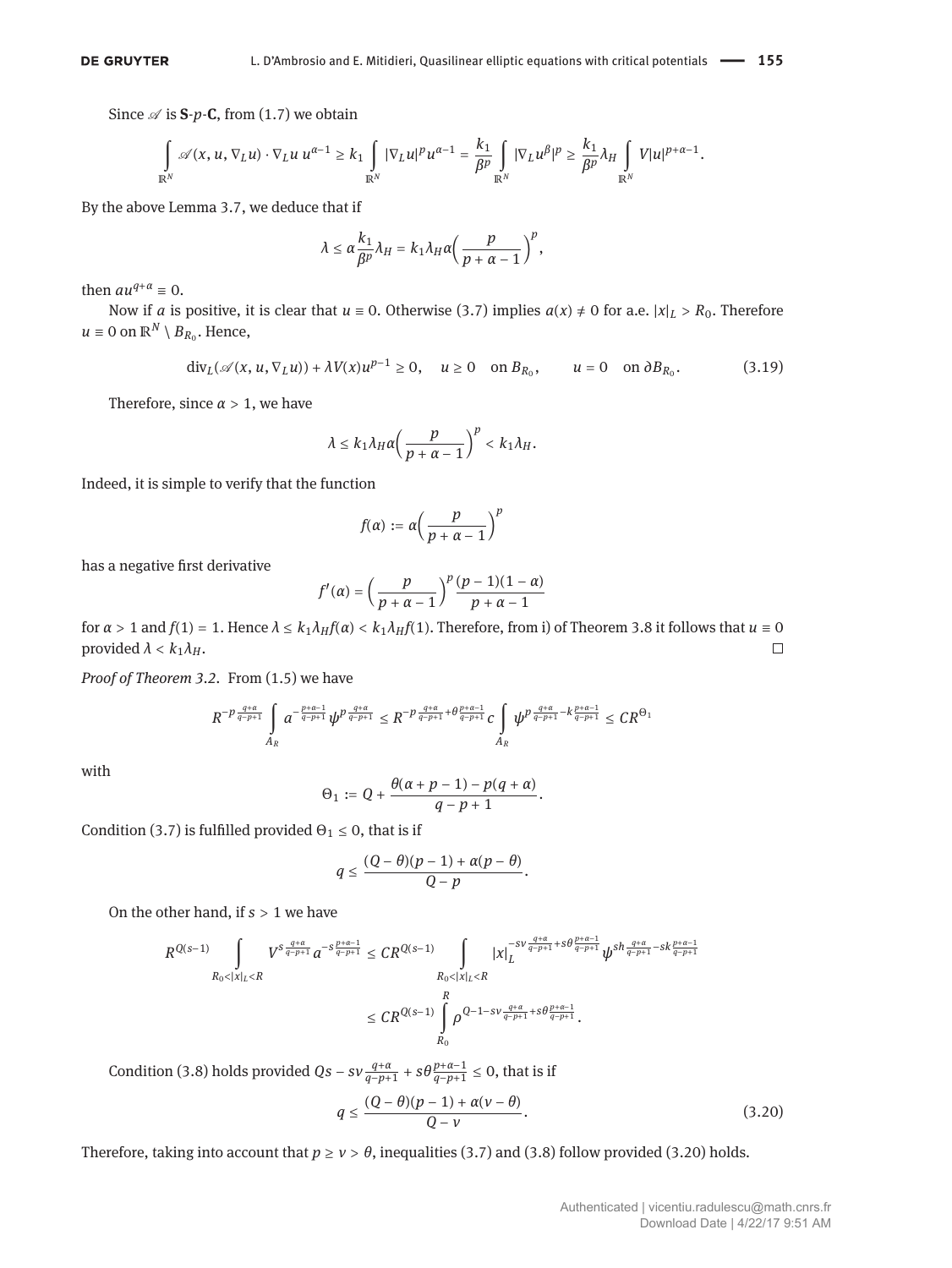Since $\mathscr{A}$ is **S**-$p$-**C**, from (1.7) we obtain

$$\int_{\mathbb{R}^N} \mathscr{A}(x,u,\nabla_L u)\cdot \nabla_L u\, u^{\alpha-1} \geq k_1 \int_{\mathbb{R}^N} |\nabla_L u|^p u^{\alpha-1} = \frac{k_1}{\beta^p}\int_{\mathbb{R}^N} |\nabla_L u^\beta|^p \geq \frac{k_1}{\beta^p}\lambda_H \int_{\mathbb{R}^N} V|u|^{p+\alpha-1}.$$

By the above Lemma 3.7, we deduce that if

$$\lambda \leq \alpha \frac{k_1}{\beta^p}\lambda_H = k_1\lambda_H \alpha\Big(\frac{p}{p+\alpha-1}\Big)^p,$$

then $au^{q+\alpha} \equiv 0$.

Now if $a$ is positive, it is clear that $u \equiv 0$. Otherwise (3.7) implies $a(x) \neq 0$ for a.e. $|x|_L > R_0$. Therefore $u \equiv 0$ on $\mathbb{R}^N \setminus B_{R_0}$. Hence,

$$\operatorname{div}_L(\mathscr{A}(x,u,\nabla_L u)) + \lambda V(x)u^{p-1} \geq 0, \quad u \geq 0 \quad \text{on } B_{R_0}, \qquad u = 0 \quad \text{on } \partial B_{R_0}. \tag{3.19}$$

Therefore, since $\alpha > 1$, we have

$$\lambda \leq k_1\lambda_H \alpha\Big(\frac{p}{p+\alpha-1}\Big)^p < k_1\lambda_H.$$

Indeed, it is simple to verify that the function

$$f(\alpha) := \alpha\Big(\frac{p}{p+\alpha-1}\Big)^p$$

has a negative first derivative

$$f'(\alpha) = \Big(\frac{p}{p+\alpha-1}\Big)^p \frac{(p-1)(1-\alpha)}{p+\alpha-1}$$

for $\alpha > 1$ and $f(1) = 1$. Hence $\lambda \leq k_1\lambda_H f(\alpha) < k_1\lambda_H f(1)$. Therefore, from i) of Theorem 3.8 it follows that $u \equiv 0$ provided $\lambda < k_1\lambda_H$. □

*Proof of Theorem 3.2.* From (1.5) we have

$$R^{-p\frac{q+\alpha}{q-p+1}} \int_{A_R} a^{-\frac{p+\alpha-1}{q-p+1}} \psi^{p\frac{q+\alpha}{q-p+1}} \leq R^{-p\frac{q+\alpha}{q-p+1}+\theta\frac{p+\alpha-1}{q-p+1}} c \int_{A_R} \psi^{p\frac{q+\alpha}{q-p+1}-k\frac{p+\alpha-1}{q-p+1}} \leq CR^{\Theta_1}$$

with

$$\Theta_1 := Q + \frac{\theta(\alpha+p-1)-p(q+\alpha)}{q-p+1}.$$

Condition (3.7) is fulfilled provided $\Theta_1 \leq 0$, that is if

$$q \leq \frac{(Q-\theta)(p-1)+\alpha(p-\theta)}{Q-p}.$$

On the other hand, if $s > 1$ we have

$$R^{Q(s-1)} \int_{R_0<|x|_L<R} V^{s\frac{q+\alpha}{q-p+1}} a^{-s\frac{p+\alpha-1}{q-p+1}} \leq CR^{Q(s-1)} \int_{R_0<|x|_L<R} |x|_L^{-s\nu\frac{q+\alpha}{q-p+1}+s\theta\frac{p+\alpha-1}{q-p+1}} \psi^{sh\frac{q+\alpha}{q-p+1}-sk\frac{p+\alpha-1}{q-p+1}}$$

$$\leq CR^{Q(s-1)} \int_{R_0}^{R} \rho^{Q-1-s\nu\frac{q+\alpha}{q-p+1}+s\theta\frac{p+\alpha-1}{q-p+1}}.$$

Condition (3.8) holds provided $Qs - s\nu\frac{q+\alpha}{q-p+1} + s\theta\frac{p+\alpha-1}{q-p+1} \leq 0$, that is if

$$q \leq \frac{(Q-\theta)(p-1)+\alpha(\nu-\theta)}{Q-\nu}. \tag{3.20}$$

Therefore, taking into account that $p \geq \nu > \theta$, inequalities (3.7) and (3.8) follow provided (3.20) holds.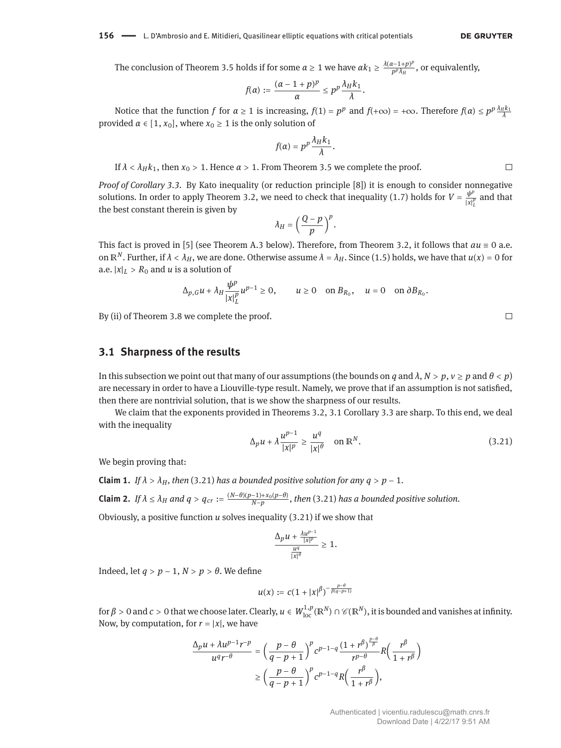The conclusion of Theorem 3.5 holds if for some $\alpha \geq 1$ we have $\alpha k_1 \geq \frac{\lambda(\alpha-1+p)^p}{p^p \lambda_H}$, or equivalently,

$$f(\alpha) := \frac{(\alpha - 1 + p)^p}{\alpha} \leq p^p \frac{\lambda_H k_1}{\lambda}.$$

Notice that the function $f$ for $\alpha \geq 1$ is increasing, $f(1) = p^p$ and $f(+\infty) = +\infty$. Therefore $f(\alpha) \leq p^p \frac{\lambda_H k_1}{\lambda}$ provided $\alpha \in [1, x_0]$, where $x_0 \geq 1$ is the only solution of

$$f(\alpha) = p^p \frac{\lambda_H k_1}{\lambda}.$$

If $\lambda < \lambda_H k_1$, then $x_0 > 1$. Hence $\alpha > 1$. From Theorem 3.5 we complete the proof. □

*Proof of Corollary 3.3.* By Kato inequality (or reduction principle [8]) it is enough to consider nonnegative solutions. In order to apply Theorem 3.2, we need to check that inequality (1.7) holds for $V = \frac{\psi^p}{|x|_L^p}$ and that the best constant therein is given by

$$\lambda_H = \left(\frac{Q-p}{p}\right)^p.$$

This fact is proved in [5] (see Theorem A.3 below). Therefore, from Theorem 3.2, it follows that $au \equiv 0$ a.e. on $\mathbb{R}^N$. Further, if $\lambda < \lambda_H$, we are done. Otherwise assume $\lambda = \lambda_H$. Since (1.5) holds, we have that $u(x) = 0$ for a.e. $|x|_L > R_0$ and $u$ is a solution of

$$\Delta_{p,G} u + \lambda_H \frac{\psi^p}{|x|_L^p} u^{p-1} \geq 0, \qquad u \geq 0 \quad \text{on } B_{R_0}, \quad u = 0 \quad \text{on } \partial B_{R_0}.$$

By (ii) of Theorem 3.8 we complete the proof. □

## 3.1 Sharpness of the results

In this subsection we point out that many of our assumptions (the bounds on $q$ and $\lambda$, $N > p$, $\nu \geq p$ and $\theta < p$) are necessary in order to have a Liouville-type result. Namely, we prove that if an assumption is not satisfied, then there are nontrivial solution, that is we show the sharpness of our results.

We claim that the exponents provided in Theorems 3.2, 3.1 Corollary 3.3 are sharp. To this end, we deal with the inequality

$$\Delta_p u + \lambda \frac{u^{p-1}}{|x|^p} \geq \frac{u^q}{|x|^\theta} \quad \text{on } \mathbb{R}^N. \tag{3.21}$$

We begin proving that:

**Claim 1.** *If $\lambda > \lambda_H$, then* (3.21) *has a bounded positive solution for any $q > p - 1$.*

**Claim 2.** *If $\lambda \leq \lambda_H$ and $q > q_{cr} := \frac{(N-\theta)(p-1)+x_0(p-\theta)}{N-p}$, then* (3.21) *has a bounded positive solution.*

Obviously, a positive function $u$ solves inequality (3.21) if we show that

$$\frac{\Delta_p u + \frac{\lambda u^{p-1}}{|x|^p}}{\frac{u^q}{|x|^\theta}} \geq 1.$$

Indeed, let $q > p - 1$, $N > p > \theta$. We define

$$u(x) := c(1 + |x|^\beta)^{-\frac{p-\theta}{\beta(q-p+1)}}$$

for $\beta > 0$ and $c > 0$ that we choose later. Clearly, $u \in W^{1,p}_{\text{loc}}(\mathbb{R}^N) \cap \mathscr{C}(\mathbb{R}^N)$, it is bounded and vanishes at infinity. Now, by computation, for $r = |x|$, we have

$$\begin{aligned}
\frac{\Delta_p u + \lambda u^{p-1} r^{-p}}{u^q r^{-\theta}} &= \left(\frac{p-\theta}{q-p+1}\right)^p c^{p-1-q} \frac{(1+r^\beta)^{\frac{p-\theta}{\beta}}}{r^{p-\theta}} R\left(\frac{r^\beta}{1+r^\beta}\right) \\
&\geq \left(\frac{p-\theta}{q-p+1}\right)^p c^{p-1-q} R\left(\frac{r^\beta}{1+r^\beta}\right),
\end{aligned}$$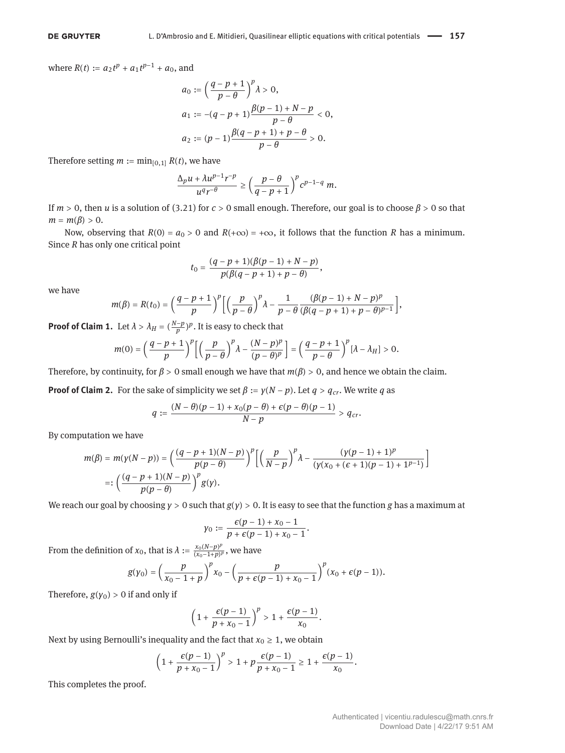where $R(t) := a_2 t^p + a_1 t^{p-1} + a_0$, and

$$a_0 := \left(\frac{q-p+1}{p-\theta}\right)^p \lambda > 0,$$
$$a_1 := -(q-p+1)\frac{\beta(p-1)+N-p}{p-\theta} < 0,$$
$$a_2 := (p-1)\frac{\beta(q-p+1)+p-\theta}{p-\theta} > 0.$$

Therefore setting $m := \min_{[0,1]} R(t)$, we have

$$\frac{\Delta_p u + \lambda u^{p-1} r^{-p}}{u^q r^{-\theta}} \geq \left(\frac{p-\theta}{q-p+1}\right)^p c^{p-1-q}\, m.$$

If $m > 0$, then $u$ is a solution of (3.21) for $c > 0$ small enough. Therefore, our goal is to choose $\beta > 0$ so that $m = m(\beta) > 0$.

Now, observing that $R(0) = a_0 > 0$ and $R(+\infty) = +\infty$, it follows that the function $R$ has a minimum. Since $R$ has only one critical point

$$t_0 = \frac{(q-p+1)(\beta(p-1)+N-p)}{p(\beta(q-p+1)+p-\theta)},$$

we have

$$m(\beta) = R(t_0) = \left(\frac{q-p+1}{p}\right)^p \left[\left(\frac{p}{p-\theta}\right)^p \lambda - \frac{1}{p-\theta}\frac{(\beta(p-1)+N-p)^p}{(\beta(q-p+1)+p-\theta)^{p-1}}\right],$$

**Proof of Claim 1.** Let $\lambda > \lambda_H = (\frac{N-p}{p})^p$. It is easy to check that

$$m(0) = \left(\frac{q-p+1}{p}\right)^p \left[\left(\frac{p}{p-\theta}\right)^p \lambda - \frac{(N-p)^p}{(p-\theta)^p}\right] = \left(\frac{q-p+1}{p-\theta}\right)^p [\lambda - \lambda_H] > 0.$$

Therefore, by continuity, for $\beta > 0$ small enough we have that $m(\beta) > 0$, and hence we obtain the claim.

**Proof of Claim 2.** For the sake of simplicity we set $\beta := \gamma(N-p)$. Let $q > q_{cr}$. We write $q$ as

$$q := \frac{(N-\theta)(p-1) + x_0(p-\theta) + \epsilon(p-\theta)(p-1)}{N-p} > q_{cr}.$$

By computation we have

$$\begin{aligned} m(\beta) = m(\gamma(N-p)) &= \left(\frac{(q-p+1)(N-p)}{p(p-\theta)}\right)^p \left[\left(\frac{p}{N-p}\right)^p \lambda - \frac{(\gamma(p-1)+1)^p}{(\gamma(x_0+(\epsilon+1)(p-1)+1^{p-1})}\right] \\ &=: \left(\frac{(q-p+1)(N-p)}{p(p-\theta)}\right)^p g(\gamma). \end{aligned}$$

We reach our goal by choosing $\gamma > 0$ such that $g(\gamma) > 0$. It is easy to see that the function $g$ has a maximum at

$$\gamma_0 := \frac{\epsilon(p-1) + x_0 - 1}{p + \epsilon(p-1) + x_0 - 1}.$$

From the definition of $x_0$, that is $\lambda := \frac{x_0(N-p)^p}{(x_0-1+p)^p}$, we have

$$g(\gamma_0) = \left(\frac{p}{x_0-1+p}\right)^p x_0 - \left(\frac{p}{p+\epsilon(p-1)+x_0-1}\right)^p (x_0 + \epsilon(p-1)).$$

Therefore, $g(\gamma_0) > 0$ if and only if

$$\left(1 + \frac{\epsilon(p-1)}{p+x_0-1}\right)^p > 1 + \frac{\epsilon(p-1)}{x_0}.$$

Next by using Bernoulli's inequality and the fact that $x_0 \geq 1$, we obtain

$$\left(1 + \frac{\epsilon(p-1)}{p+x_0-1}\right)^p > 1 + p\frac{\epsilon(p-1)}{p+x_0-1} \geq 1 + \frac{\epsilon(p-1)}{x_0}.$$

This completes the proof.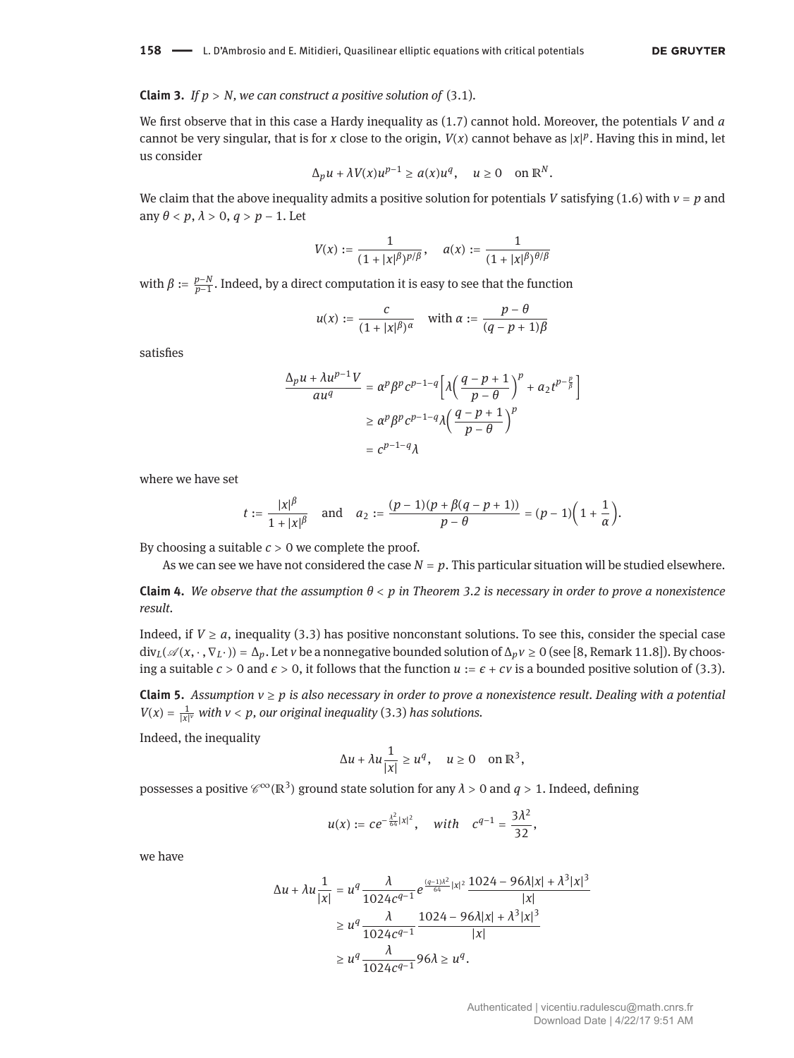**Claim 3.** *If $p > N$, we can construct a positive solution of* (3.1).

We first observe that in this case a Hardy inequality as (1.7) cannot hold. Moreover, the potentials $V$ and $a$ cannot be very singular, that is for $x$ close to the origin, $V(x)$ cannot behave as $|x|^p$. Having this in mind, let us consider

$$\Delta_p u + \lambda V(x) u^{p-1} \geq a(x) u^q, \quad u \geq 0 \quad \text{on } \mathbb{R}^N.$$

We claim that the above inequality admits a positive solution for potentials $V$ satisfying (1.6) with $\nu = p$ and any $\theta < p$, $\lambda > 0$, $q > p - 1$. Let

$$V(x) := \frac{1}{(1 + |x|^\beta)^{p/\beta}}, \quad a(x) := \frac{1}{(1 + |x|^\beta)^{\theta/\beta}}$$

with $\beta := \frac{p-N}{p-1}$. Indeed, by a direct computation it is easy to see that the function

$$u(x) := \frac{c}{(1 + |x|^\beta)^\alpha} \quad \text{with } \alpha := \frac{p - \theta}{(q - p + 1)\beta}$$

satisfies

$$\begin{aligned}
\frac{\Delta_p u + \lambda u^{p-1} V}{a u^q} &= \alpha^p \beta^p c^{p-1-q} \Big[ \lambda \Big( \frac{q - p + 1}{p - \theta} \Big)^p + a_2 t^{p - \frac{p}{\beta}} \Big] \\
&\geq \alpha^p \beta^p c^{p-1-q} \lambda \Big( \frac{q - p + 1}{p - \theta} \Big)^p \\
&= c^{p-1-q} \lambda
\end{aligned}$$

where we have set

$$t := \frac{|x|^\beta}{1 + |x|^\beta} \quad \text{and} \quad a_2 := \frac{(p-1)(p + \beta(q - p + 1))}{p - \theta} = (p-1)\Big(1 + \frac{1}{\alpha}\Big).$$

By choosing a suitable $c > 0$ we complete the proof.

As we can see we have not considered the case $N = p$. This particular situation will be studied elsewhere.

**Claim 4.** *We observe that the assumption $\theta < p$ in Theorem 3.2 is necessary in order to prove a nonexistence result.*

Indeed, if $V \geq a$, inequality (3.3) has positive nonconstant solutions. To see this, consider the special case $\operatorname{div}_L(\mathscr{A}(x, \cdot, \nabla_L \cdot)) = \Delta_p$. Let $v$ be a nonnegative bounded solution of $\Delta_p v \geq 0$ (see [8, Remark 11.8]). By choosing a suitable $c > 0$ and $\epsilon > 0$, it follows that the function $u := \epsilon + cv$ is a bounded positive solution of (3.3).

**Claim 5.** *Assumption $\nu \geq p$ is also necessary in order to prove a nonexistence result. Dealing with a potential $V(x) = \frac{1}{|x|^\nu}$ with $\nu < p$, our original inequality* (3.3) *has solutions.*

Indeed, the inequality

$$\Delta u + \lambda u \frac{1}{|x|} \geq u^q, \quad u \geq 0 \quad \text{on } \mathbb{R}^3,$$

possesses a positive $\mathscr{C}^\infty(\mathbb{R}^3)$ ground state solution for any $\lambda > 0$ and $q > 1$. Indeed, defining

$$u(x) := c e^{-\frac{\lambda^2}{64}|x|^2}, \quad \textit{with} \quad c^{q-1} = \frac{3\lambda^2}{32},$$

we have

$$\begin{aligned}
\Delta u + \lambda u \frac{1}{|x|} &= u^q \frac{\lambda}{1024 c^{q-1}} e^{\frac{(q-1)\lambda^2}{64}|x|^2} \frac{1024 - 96\lambda|x| + \lambda^3 |x|^3}{|x|} \\
&\geq u^q \frac{\lambda}{1024 c^{q-1}} \frac{1024 - 96\lambda|x| + \lambda^3|x|^3}{|x|} \\
&\geq u^q \frac{\lambda}{1024 c^{q-1}} 96\lambda \geq u^q.
\end{aligned}$$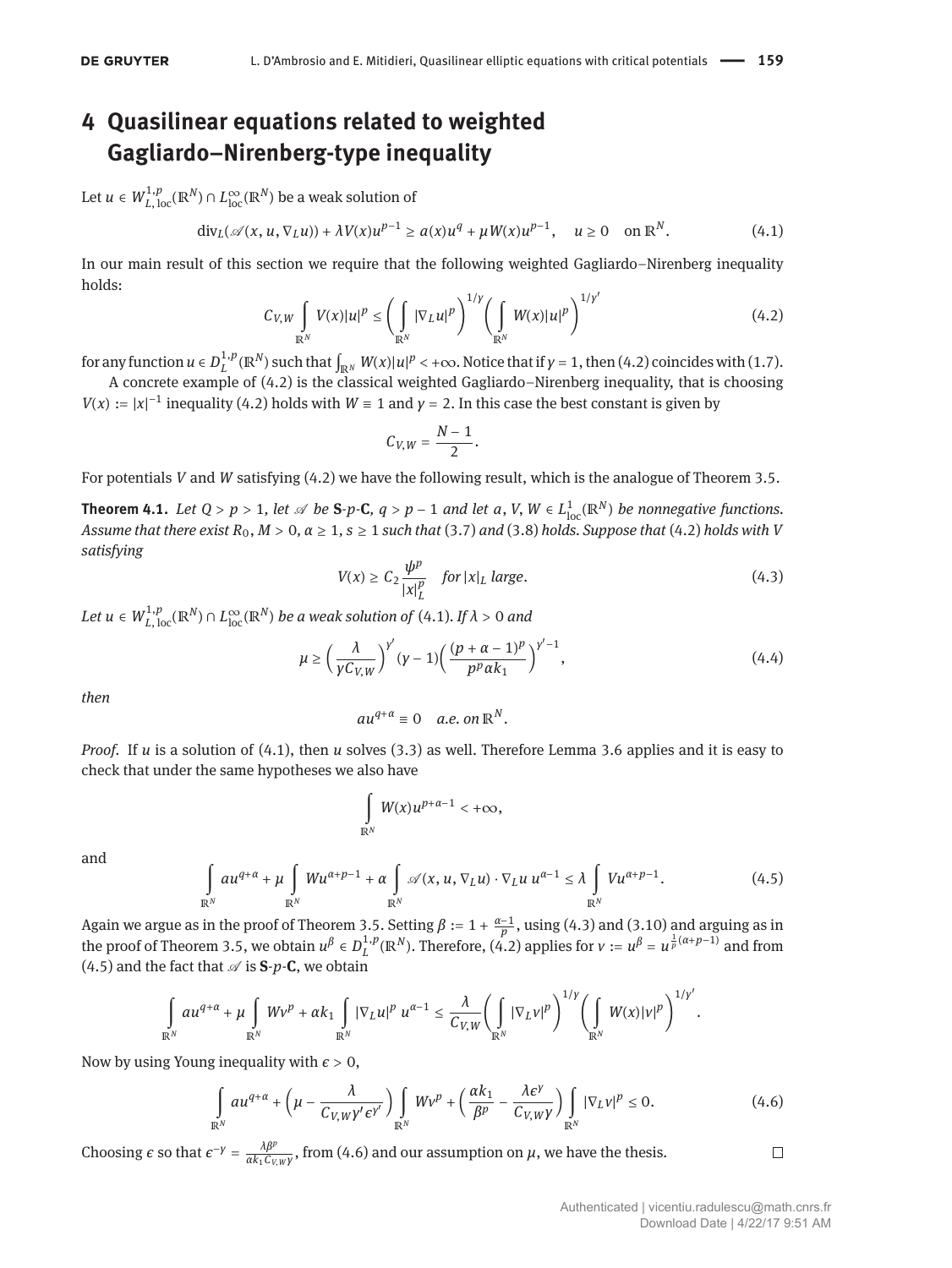# 4 Quasilinear equations related to weighted Gagliardo–Nirenberg-type inequality

Let $u \in W^{1,p}_{L,\mathrm{loc}}(\mathbb{R}^N) \cap L^\infty_{\mathrm{loc}}(\mathbb{R}^N)$ be a weak solution of

$$\mathrm{div}_L(\mathscr{A}(x,u,\nabla_L u)) + \lambda V(x)u^{p-1} \geq a(x)u^q + \mu W(x)u^{p-1}, \quad u \geq 0 \quad \text{on } \mathbb{R}^N. \tag{4.1}$$

In our main result of this section we require that the following weighted Gagliardo–Nirenberg inequality holds:

$$C_{V,W} \int_{\mathbb{R}^N} V(x)|u|^p \leq \bigg(\int_{\mathbb{R}^N} |\nabla_L u|^p\bigg)^{1/\gamma} \bigg(\int_{\mathbb{R}^N} W(x)|u|^p\bigg)^{1/\gamma'} \tag{4.2}$$

for any function $u \in D^{1,p}_L(\mathbb{R}^N)$ such that $\int_{\mathbb{R}^N} W(x)|u|^p < +\infty$. Notice that if $\gamma = 1$, then (4.2) coincides with (1.7).

A concrete example of (4.2) is the classical weighted Gagliardo–Nirenberg inequality, that is choosing $V(x) := |x|^{-1}$ inequality (4.2) holds with $W \equiv 1$ and $\gamma = 2$. In this case the best constant is given by

$$C_{V,W} = \frac{N-1}{2}.$$

For potentials $V$ and $W$ satisfying (4.2) we have the following result, which is the analogue of Theorem 3.5.

**Theorem 4.1.** *Let $Q > p > 1$, let $\mathscr{A}$ be* **S**-*p*-**C**, *$q > p-1$ and let $a, V, W \in L^1_{\mathrm{loc}}(\mathbb{R}^N)$ be nonnegative functions. Assume that there exist $R_0, M > 0$, $\alpha \geq 1$, $s \geq 1$ such that* (3.7) *and* (3.8) *hold. Suppose that* (4.2) *holds with $V$ satisfying*

$$V(x) \geq C_2 \frac{\psi^p}{|x|_L^p} \quad \textit{for } |x|_L \textit{ large}. \tag{4.3}$$

*Let $u \in W^{1,p}_{L,\mathrm{loc}}(\mathbb{R}^N) \cap L^\infty_{\mathrm{loc}}(\mathbb{R}^N)$ be a weak solution of* (4.1)*. If $\lambda > 0$ and*

$$\mu \geq \bigg(\frac{\lambda}{\gamma C_{V,W}}\bigg)^{\gamma'}(\gamma-1)\bigg(\frac{(p+\alpha-1)^p}{p^p\alpha k_1}\bigg)^{\gamma'-1}, \tag{4.4}$$

*then*

$$au^{q+\alpha} \equiv 0 \quad \textit{a.e. on } \mathbb{R}^N.$$

*Proof.* If $u$ is a solution of (4.1), then $u$ solves (3.3) as well. Therefore Lemma 3.6 applies and it is easy to check that under the same hypotheses we also have

$$\int_{\mathbb{R}^N} W(x)u^{p+\alpha-1} < +\infty,$$

and

$$\int_{\mathbb{R}^N} au^{q+\alpha} + \mu \int_{\mathbb{R}^N} Wu^{\alpha+p-1} + \alpha \int_{\mathbb{R}^N} \mathscr{A}(x,u,\nabla_L u)\cdot \nabla_L u\, u^{\alpha-1} \leq \lambda \int_{\mathbb{R}^N} Vu^{\alpha+p-1}. \tag{4.5}$$

Again we argue as in the proof of Theorem 3.5. Setting $\beta := 1 + \frac{\alpha-1}{p}$, using (4.3) and (3.10) and arguing as in the proof of Theorem 3.5, we obtain $u^\beta \in D^{1,p}_L(\mathbb{R}^N)$. Therefore, (4.2) applies for $v := u^\beta = u^{\frac{1}{p}(\alpha+p-1)}$ and from (4.5) and the fact that $\mathscr{A}$ is **S**-*p*-**C**, we obtain

$$\int_{\mathbb{R}^N} au^{q+\alpha} + \mu \int_{\mathbb{R}^N} Wv^p + \alpha k_1 \int_{\mathbb{R}^N} |\nabla_L u|^p\, u^{\alpha-1} \leq \frac{\lambda}{C_{V,W}} \bigg(\int_{\mathbb{R}^N} |\nabla_L v|^p\bigg)^{1/\gamma} \bigg(\int_{\mathbb{R}^N} W(x)|v|^p\bigg)^{1/\gamma'}.$$

Now by using Young inequality with $\epsilon > 0$,

$$\int_{\mathbb{R}^N} au^{q+\alpha} + \bigg(\mu - \frac{\lambda}{C_{V,W}\gamma'\epsilon^{\gamma'}}\bigg) \int_{\mathbb{R}^N} Wv^p + \bigg(\frac{\alpha k_1}{\beta^p} - \frac{\lambda\epsilon^\gamma}{C_{V,W}\gamma}\bigg) \int_{\mathbb{R}^N} |\nabla_L v|^p \leq 0. \tag{4.6}$$

Choosing $\epsilon$ so that $\epsilon^{-\gamma} = \frac{\lambda\beta^p}{\alpha k_1 C_{V,W}\gamma}$, from (4.6) and our assumption on $\mu$, we have the thesis. $\square$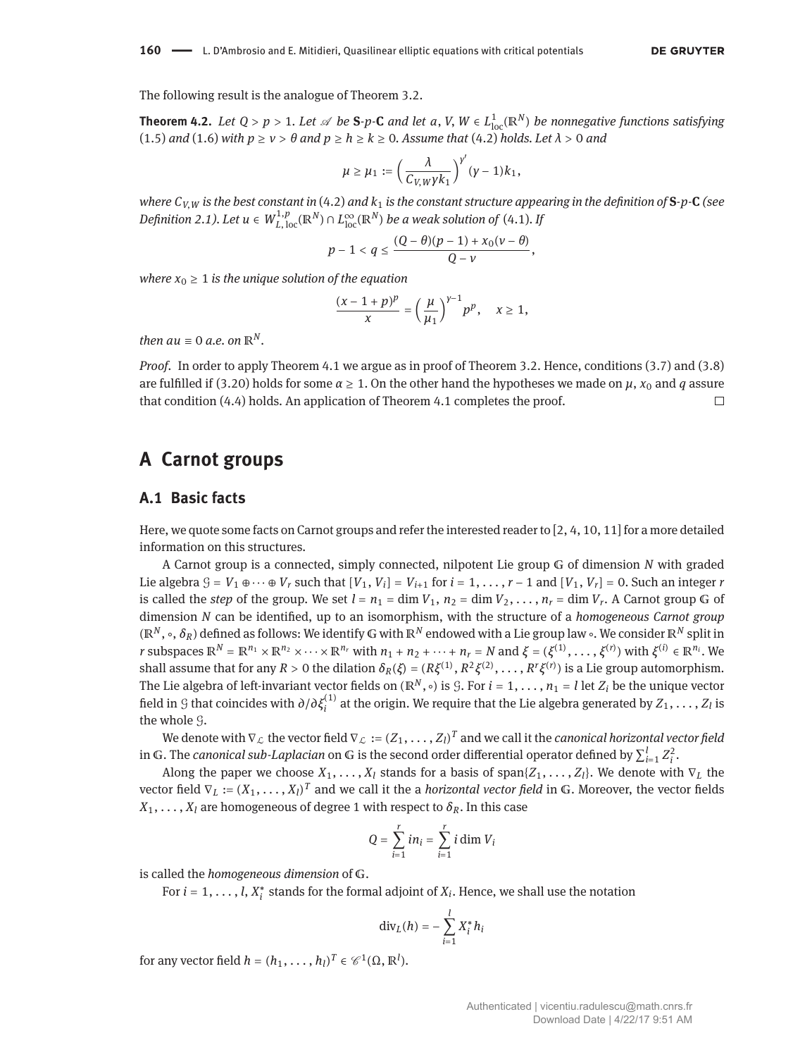The following result is the analogue of Theorem 3.2.

**Theorem 4.2.** *Let $Q > p > 1$. Let $\mathscr{A}$ be* **S**-*p*-**C** *and let $a$, $V$, $W \in L^1_{\text{loc}}(\mathbb{R}^N)$ be nonnegative functions satisfying* (1.5) *and* (1.6) *with $p \geq \nu > \theta$ and $p \geq h \geq k \geq 0$. Assume that* (4.2) *holds. Let $\lambda > 0$ and*

$$\mu \geq \mu_1 := \left(\frac{\lambda}{C_{V,W}\gamma k_1}\right)^{\gamma'}(\gamma - 1)k_1,$$

*where $C_{V,W}$ is the best constant in* (4.2) *and $k_1$ is the constant structure appearing in the definition of* **S**-*p*-**C** *(see Definition 2.1). Let $u \in W^{1,p}_{L,\text{loc}}(\mathbb{R}^N) \cap L^\infty_{\text{loc}}(\mathbb{R}^N)$ be a weak solution of* (4.1). *If*

$$p - 1 < q \leq \frac{(Q - \theta)(p - 1) + x_0(\nu - \theta)}{Q - \nu},$$

*where $x_0 \geq 1$ is the unique solution of the equation*

$$\frac{(x - 1 + p)^p}{x} = \left(\frac{\mu}{\mu_1}\right)^{\gamma - 1} p^p, \quad x \geq 1,$$

*then $au \equiv 0$ a.e. on $\mathbb{R}^N$.*

*Proof.* In order to apply Theorem 4.1 we argue as in proof of Theorem 3.2. Hence, conditions (3.7) and (3.8) are fulfilled if (3.20) holds for some $\alpha \geq 1$. On the other hand the hypotheses we made on $\mu$, $x_0$ and $q$ assure that condition (4.4) holds. An application of Theorem 4.1 completes the proof. □

# A Carnot groups

## A.1 Basic facts

Here, we quote some facts on Carnot groups and refer the interested reader to [2, 4, 10, 11] for a more detailed information on this structures.

A Carnot group is a connected, simply connected, nilpotent Lie group $\mathbb{G}$ of dimension $N$ with graded Lie algebra $\mathcal{G} = V_1 \oplus \cdots \oplus V_r$ such that $[V_1, V_i] = V_{i+1}$ for $i = 1, \ldots, r - 1$ and $[V_1, V_r] = 0$. Such an integer $r$ is called the *step* of the group. We set $l = n_1 = \dim V_1$, $n_2 = \dim V_2, \ldots, n_r = \dim V_r$. A Carnot group $\mathbb{G}$ of dimension $N$ can be identified, up to an isomorphism, with the structure of a *homogeneous Carnot group* $(\mathbb{R}^N, \circ, \delta_R)$ defined as follows: We identify $\mathbb{G}$ with $\mathbb{R}^N$ endowed with a Lie group law $\circ$. We consider $\mathbb{R}^N$ split in $r$ subspaces $\mathbb{R}^N = \mathbb{R}^{n_1} \times \mathbb{R}^{n_2} \times \cdots \times \mathbb{R}^{n_r}$ with $n_1 + n_2 + \cdots + n_r = N$ and $\xi = (\xi^{(1)}, \ldots, \xi^{(r)})$ with $\xi^{(i)} \in \mathbb{R}^{n_i}$. We shall assume that for any $R > 0$ the dilation $\delta_R(\xi) = (R\xi^{(1)}, R^2\xi^{(2)}, \ldots, R^r\xi^{(r)})$ is a Lie group automorphism. The Lie algebra of left-invariant vector fields on $(\mathbb{R}^N, \circ)$ is $\mathcal{G}$. For $i = 1, \ldots, n_1 = l$ let $Z_i$ be the unique vector field in $\mathcal{G}$ that coincides with $\partial/\partial\xi^{(1)}_i$ at the origin. We require that the Lie algebra generated by $Z_1, \ldots, Z_l$ is the whole $\mathcal{G}$.

We denote with $\nabla_{\mathcal{L}}$ the vector field $\nabla_{\mathcal{L}} := (Z_1, \ldots, Z_l)^T$ and we call it the *canonical horizontal vector field* in $\mathbb{G}$. The *canonical sub-Laplacian* on $\mathbb{G}$ is the second order differential operator defined by $\sum_{i=1}^{l} Z_i^2$.

Along the paper we choose $X_1, \ldots, X_l$ stands for a basis of span$\{Z_1, \ldots, Z_l\}$. We denote with $\nabla_L$ the vector field $\nabla_L := (X_1, \ldots, X_l)^T$ and we call it the a *horizontal vector field* in $\mathbb{G}$. Moreover, the vector fields $X_1, \ldots, X_l$ are homogeneous of degree 1 with respect to $\delta_R$. In this case

$$Q = \sum_{i=1}^{r} in_i = \sum_{i=1}^{r} i \dim V_i$$

is called the *homogeneous dimension* of $\mathbb{G}$.

For $i = 1, \ldots, l$, $X_i^*$ stands for the formal adjoint of $X_i$. Hence, we shall use the notation

$$\text{div}_L(h) = -\sum_{i=1}^{l} X_i^* h_i$$

for any vector field $h = (h_1, \ldots, h_l)^T \in \mathscr{C}^1(\Omega, \mathbb{R}^l)$.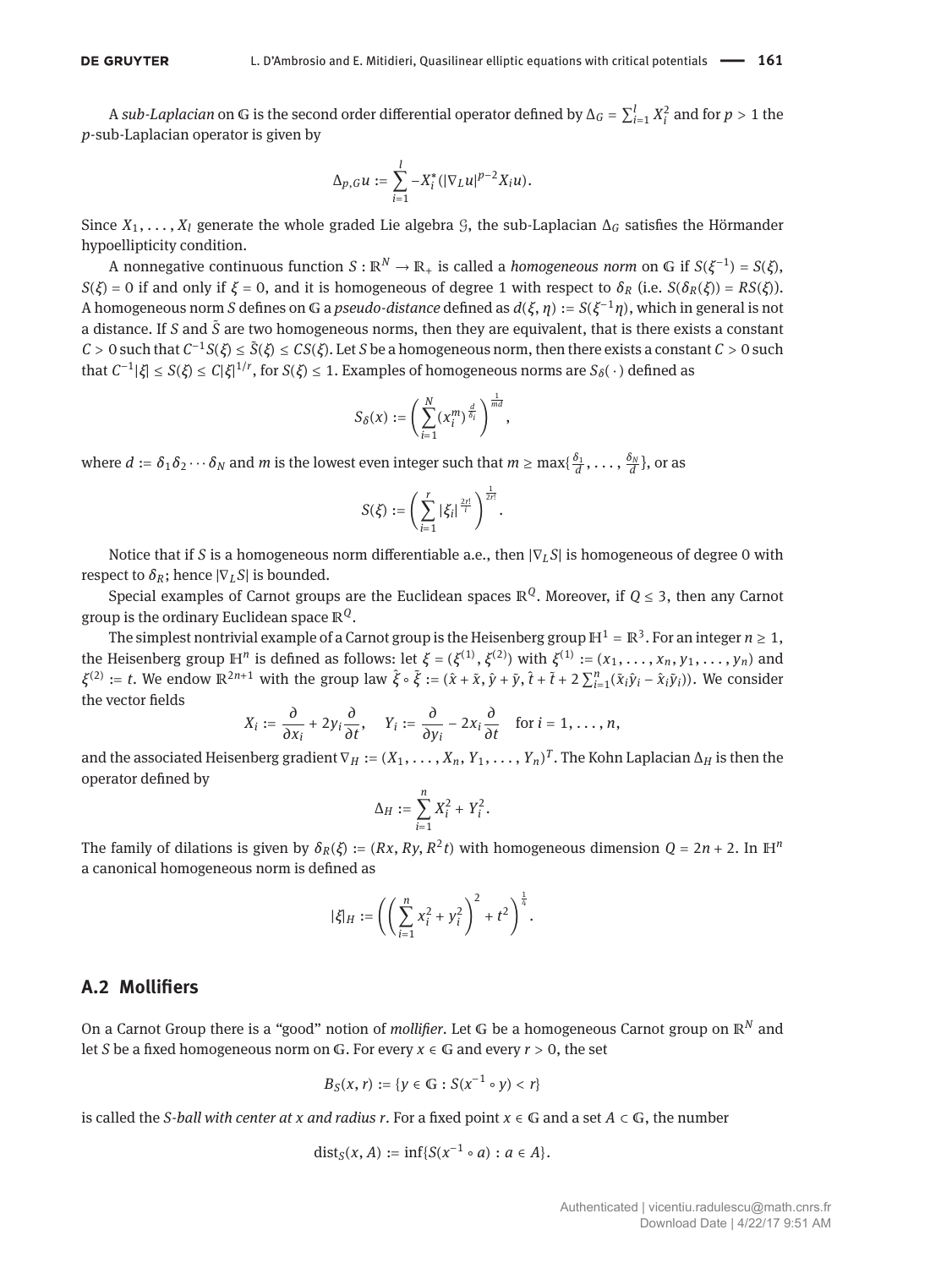A *sub-Laplacian* on $\mathbb{G}$ is the second order differential operator defined by $\Delta_G = \sum_{i=1}^{l} X_i^2$ and for $p > 1$ the $p$-sub-Laplacian operator is given by

$$\Delta_{p,G} u := \sum_{i=1}^{l} -X_i^*(|\nabla_L u|^{p-2} X_i u).$$

Since $X_1, \dots, X_l$ generate the whole graded Lie algebra $\mathcal{G}$, the sub-Laplacian $\Delta_G$ satisfies the Hörmander hypoellipticity condition.

A nonnegative continuous function $S : \mathbb{R}^N \to \mathbb{R}_+$ is called a *homogeneous norm* on $\mathbb{G}$ if $S(\xi^{-1}) = S(\xi)$, $S(\xi) = 0$ if and only if $\xi = 0$, and it is homogeneous of degree 1 with respect to $\delta_R$ (i.e. $S(\delta_R(\xi)) = RS(\xi)$). A homogeneous norm $S$ defines on $\mathbb{G}$ a *pseudo-distance* defined as $d(\xi, \eta) := S(\xi^{-1}\eta)$, which in general is not a distance. If $S$ and $\tilde{S}$ are two homogeneous norms, then they are equivalent, that is there exists a constant $C > 0$ such that $C^{-1}S(\xi) \le \tilde{S}(\xi) \le CS(\xi)$. Let $S$ be a homogeneous norm, then there exists a constant $C > 0$ such that $C^{-1}|\xi| \le S(\xi) \le C|\xi|^{1/r}$, for $S(\xi) \le 1$. Examples of homogeneous norms are $S_\delta(\,\cdot\,)$ defined as

$$S_\delta(x) := \left( \sum_{i=1}^{N} (x_i^m)^{\frac{d}{\delta_i}} \right)^{\frac{1}{md}},$$

where $d := \delta_1 \delta_2 \cdots \delta_N$ and $m$ is the lowest even integer such that $m \ge \max\{\frac{\delta_1}{d}, \dots, \frac{\delta_N}{d}\}$, or as

$$S(\xi) := \left( \sum_{i=1}^{r} |\xi_i|^{\frac{2r!}{i}} \right)^{\frac{1}{2r!}}.$$

Notice that if $S$ is a homogeneous norm differentiable a.e., then $|\nabla_L S|$ is homogeneous of degree 0 with respect to $\delta_R$; hence $|\nabla_L S|$ is bounded.

Special examples of Carnot groups are the Euclidean spaces $\mathbb{R}^Q$. Moreover, if $Q \le 3$, then any Carnot group is the ordinary Euclidean space $\mathbb{R}^Q$.

The simplest nontrivial example of a Carnot group is the Heisenberg group $\mathbb{H}^1 = \mathbb{R}^3$. For an integer $n \ge 1$, the Heisenberg group $\mathbb{H}^n$ is defined as follows: let $\xi = (\xi^{(1)}, \xi^{(2)})$ with $\xi^{(1)} := (x_1, \dots, x_n, y_1, \dots, y_n)$ and $\xi^{(2)} := t$. We endow $\mathbb{R}^{2n+1}$ with the group law $\hat{\xi} \circ \tilde{\xi} := (\hat{x} + \tilde{x}, \hat{y} + \tilde{y}, \hat{t} + \tilde{t} + 2\sum_{i=1}^{n}(\tilde{x}_i \hat{y}_i - \hat{x}_i \tilde{y}_i))$. We consider the vector fields

$$X_i := \frac{\partial}{\partial x_i} + 2y_i \frac{\partial}{\partial t}, \quad Y_i := \frac{\partial}{\partial y_i} - 2x_i \frac{\partial}{\partial t} \quad \text{for } i = 1, \dots, n,$$

and the associated Heisenberg gradient $\nabla_H := (X_1, \dots, X_n, Y_1, \dots, Y_n)^T$. The Kohn Laplacian $\Delta_H$ is then the operator defined by

$$\Delta_H := \sum_{i=1}^{n} X_i^2 + Y_i^2.$$

The family of dilations is given by $\delta_R(\xi) := (Rx, Ry, R^2 t)$ with homogeneous dimension $Q = 2n + 2$. In $\mathbb{H}^n$ a canonical homogeneous norm is defined as

$$|\xi|_H := \left( \left( \sum_{i=1}^{n} x_i^2 + y_i^2 \right)^2 + t^2 \right)^{\frac{1}{4}}.$$

## A.2 Mollifiers

On a Carnot Group there is a "good" notion of *mollifier*. Let $\mathbb{G}$ be a homogeneous Carnot group on $\mathbb{R}^N$ and let $S$ be a fixed homogeneous norm on $\mathbb{G}$. For every $x \in \mathbb{G}$ and every $r > 0$, the set

$$B_S(x, r) := \{ y \in \mathbb{G} : S(x^{-1} \circ y) < r \}$$

is called the *S-ball with center at x and radius r*. For a fixed point $x \in \mathbb{G}$ and a set $A \subset \mathbb{G}$, the number

$$\text{dist}_S(x, A) := \inf\{ S(x^{-1} \circ a) : a \in A \}.$$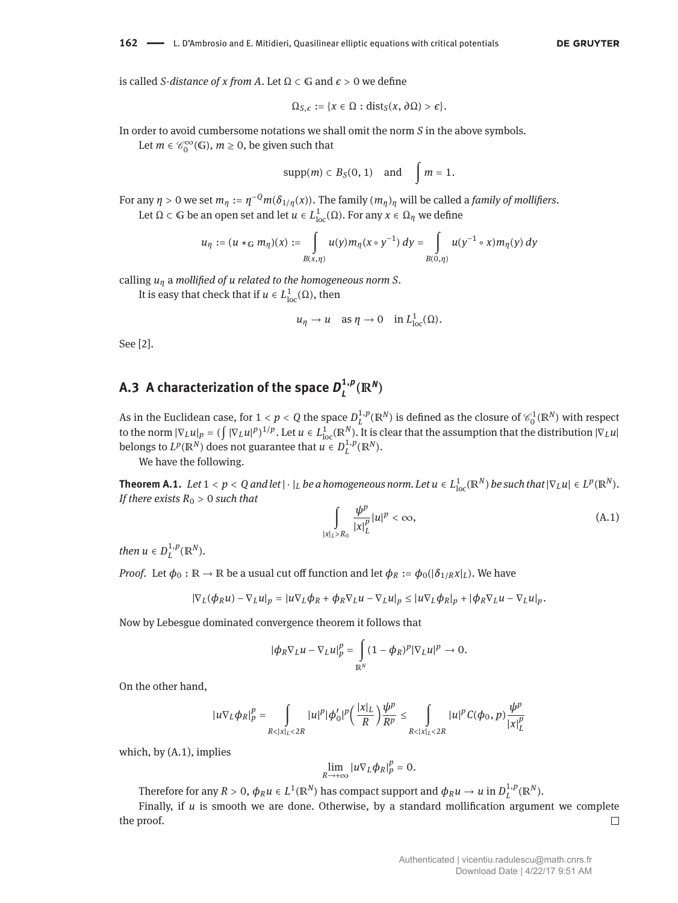is called *S-distance of x from A*. Let $\Omega \subset \mathbb{G}$ and $\epsilon > 0$ we define

$$\Omega_{S,\epsilon} := \{x \in \Omega : \mathrm{dist}_S(x, \partial\Omega) > \epsilon\}.$$

In order to avoid cumbersome notations we shall omit the norm $S$ in the above symbols.

Let $m \in \mathscr{C}_0^\infty(\mathbb{G})$, $m \geq 0$, be given such that

$$\mathrm{supp}(m) \subset B_S(0,1) \quad \text{and} \quad \int m = 1.$$

For any $\eta > 0$ we set $m_\eta := \eta^{-Q} m(\delta_{1/\eta}(x))$. The family $(m_\eta)_\eta$ will be called a *family of mollifiers*.

Let $\Omega \subset \mathbb{G}$ be an open set and let $u \in L^1_{\mathrm{loc}}(\Omega)$. For any $x \in \Omega_\eta$ we define

$$u_\eta := (u \star_{\mathbb{G}} m_\eta)(x) := \int\limits_{B(x,\eta)} u(y) m_\eta(x \circ y^{-1})\, dy = \int\limits_{B(0,\eta)} u(y^{-1} \circ x) m_\eta(y)\, dy$$

calling $u_\eta$ a *mollified of u related to the homogeneous norm S*.

It is easy that check that if $u \in L^1_{\mathrm{loc}}(\Omega)$, then

$$u_\eta \to u \quad \text{as } \eta \to 0 \quad \text{in } L^1_{\mathrm{loc}}(\Omega).$$

See [2].

## A.3 A characterization of the space $D_L^{1,p}(\mathbb{R}^N)$

As in the Euclidean case, for $1 < p < Q$ the space $D_L^{1,p}(\mathbb{R}^N)$ is defined as the closure of $\mathscr{C}_0^1(\mathbb{R}^N)$ with respect to the norm $|\nabla_L u|_p = (\int |\nabla_L u|^p)^{1/p}$. Let $u \in L^1_{\mathrm{loc}}(\mathbb{R}^N)$. It is clear that the assumption that the distribution $|\nabla_L u|$ belongs to $L^p(\mathbb{R}^N)$ does not guarantee that $u \in D_L^{1,p}(\mathbb{R}^N)$.

We have the following.

**Theorem A.1.** *Let $1 < p < Q$ and let $|\cdot|_L$ be a homogeneous norm. Let $u \in L^1_{\mathrm{loc}}(\mathbb{R}^N)$ be such that $|\nabla_L u| \in L^p(\mathbb{R}^N)$. If there exists $R_0 > 0$ such that*

$$\int\limits_{|x|_L > R_0} \frac{\psi^p}{|x|_L^p} |u|^p < \infty, \tag{A.1}$$

*then $u \in D_L^{1,p}(\mathbb{R}^N)$.*

*Proof.* Let $\phi_0 : \mathbb{R} \to \mathbb{R}$ be a usual cut off function and let $\phi_R := \phi_0(|\delta_{1/R} x|_L)$. We have

$$|\nabla_L(\phi_R u) - \nabla_L u|_p = |u \nabla_L \phi_R + \phi_R \nabla_L u - \nabla_L u|_p \leq |u \nabla_L \phi_R|_p + |\phi_R \nabla_L u - \nabla_L u|_p.$$

Now by Lebesgue dominated convergence theorem it follows that

$$|\phi_R \nabla_L u - \nabla_L u|_p^p = \int\limits_{\mathbb{R}^N} (1 - \phi_R)^p |\nabla_L u|^p \to 0.$$

On the other hand,

$$|u \nabla_L \phi_R|_p^p = \int\limits_{R < |x|_L < 2R} |u|^p |\phi_0'|^p \Big( \frac{|x|_L}{R} \Big) \frac{\psi^p}{R^p} \leq \int\limits_{R < |x|_L < 2R} |u|^p C(\phi_0, p) \frac{\psi^p}{|x|_L^p}$$

which, by (A.1), implies

$$\lim_{R \to +\infty} |u \nabla_L \phi_R|_p^p = 0.$$

Therefore for any $R > 0$, $\phi_R u \in L^1(\mathbb{R}^N)$ has compact support and $\phi_R u \to u$ in $D_L^{1,p}(\mathbb{R}^N)$.

Finally, if $u$ is smooth we are done. Otherwise, by a standard mollification argument we complete the proof. $\square$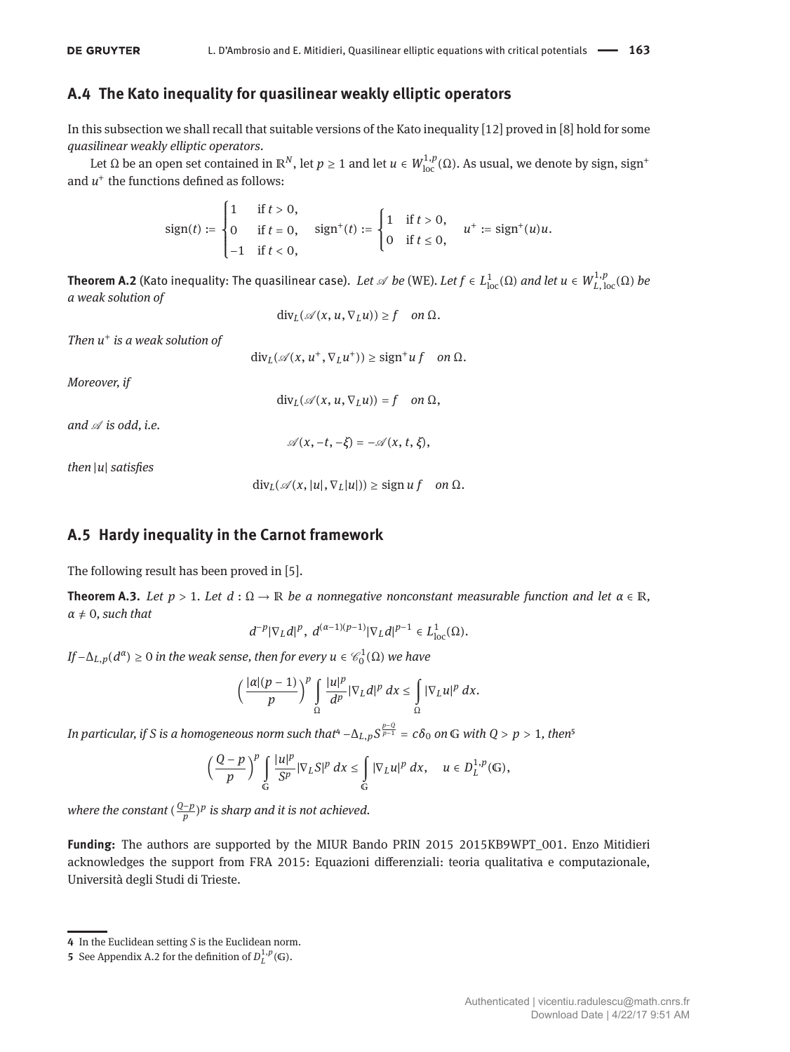## A.4 The Kato inequality for quasilinear weakly elliptic operators

In this subsection we shall recall that suitable versions of the Kato inequality [12] proved in [8] hold for some *quasilinear weakly elliptic operators*.

Let $\Omega$ be an open set contained in $\mathbb{R}^N$, let $p \geq 1$ and let $u \in W^{1,p}_{\mathrm{loc}}(\Omega)$. As usual, we denote by sign, $\mathrm{sign}^+$ and $u^+$ the functions defined as follows:

$$\mathrm{sign}(t) := \begin{cases} 1 & \text{if } t > 0, \\ 0 & \text{if } t = 0, \\ -1 & \text{if } t < 0, \end{cases} \quad \mathrm{sign}^+(t) := \begin{cases} 1 & \text{if } t > 0, \\ 0 & \text{if } t \leq 0, \end{cases} \quad u^+ := \mathrm{sign}^+(u)u.$$

**Theorem A.2** (Kato inequality: The quasilinear case). *Let $\mathscr{A}$ be* (WE). *Let $f \in L^1_{\mathrm{loc}}(\Omega)$ and let $u \in W^{1,p}_{L,\mathrm{loc}}(\Omega)$ be a weak solution of*

$$\mathrm{div}_L(\mathscr{A}(x, u, \nabla_L u)) \geq f \quad \text{on } \Omega.$$

*Then $u^+$ is a weak solution of*

$$\mathrm{div}_L(\mathscr{A}(x, u^+, \nabla_L u^+)) \geq \mathrm{sign}^+ u \, f \quad \text{on } \Omega.$$

*Moreover, if*

$$\mathrm{div}_L(\mathscr{A}(x, u, \nabla_L u)) = f \quad \text{on } \Omega,$$

*and $\mathscr{A}$ is odd, i.e.*

$$\mathscr{A}(x, -t, -\xi) = -\mathscr{A}(x, t, \xi),$$

*then $|u|$ satisfies*

$$\mathrm{div}_L(\mathscr{A}(x, |u|, \nabla_L |u|)) \geq \mathrm{sign}\, u \, f \quad \text{on } \Omega.$$

## A.5 Hardy inequality in the Carnot framework

The following result has been proved in [5].

**Theorem A.3.** *Let $p > 1$. Let $d : \Omega \to \mathbb{R}$ be a nonnegative nonconstant measurable function and let $\alpha \in \mathbb{R}$, $\alpha \neq 0$, such that*

$$d^{-p}|\nabla_L d|^p, \; d^{(\alpha-1)(p-1)}|\nabla_L d|^{p-1} \in L^1_{\mathrm{loc}}(\Omega).$$

*If $-\Delta_{L,p}(d^\alpha) \geq 0$ in the weak sense, then for every $u \in \mathscr{C}^1_0(\Omega)$ we have*

$$\Big(\frac{|\alpha|(p-1)}{p}\Big)^p \int_\Omega \frac{|u|^p}{d^p} |\nabla_L d|^p \, dx \leq \int_\Omega |\nabla_L u|^p \, dx.$$

*In particular, if $S$ is a homogeneous norm such that*[4] $-\Delta_{L,p} S^{\frac{p-Q}{p-1}} = c\delta_0$ *on $\mathbb{G}$ with $Q > p > 1$, then*[5]

$$\Big(\frac{Q-p}{p}\Big)^p \int_{\mathbb{G}} \frac{|u|^p}{S^p} |\nabla_L S|^p \, dx \leq \int_{\mathbb{G}} |\nabla_L u|^p \, dx, \quad u \in D^{1,p}_L(\mathbb{G}),$$

*where the constant $(\frac{Q-p}{p})^p$ is sharp and it is not achieved.*

**Funding:** The authors are supported by the MIUR Bando PRIN 2015 2015KB9WPT_001. Enzo Mitidieri acknowledges the support from FRA 2015: Equazioni differenziali: teoria qualitativa e computazionale, Università degli Studi di Trieste.

---

4 In the Euclidean setting $S$ is the Euclidean norm.

5 See Appendix A.2 for the definition of $D^{1,p}_L(\mathbb{G})$.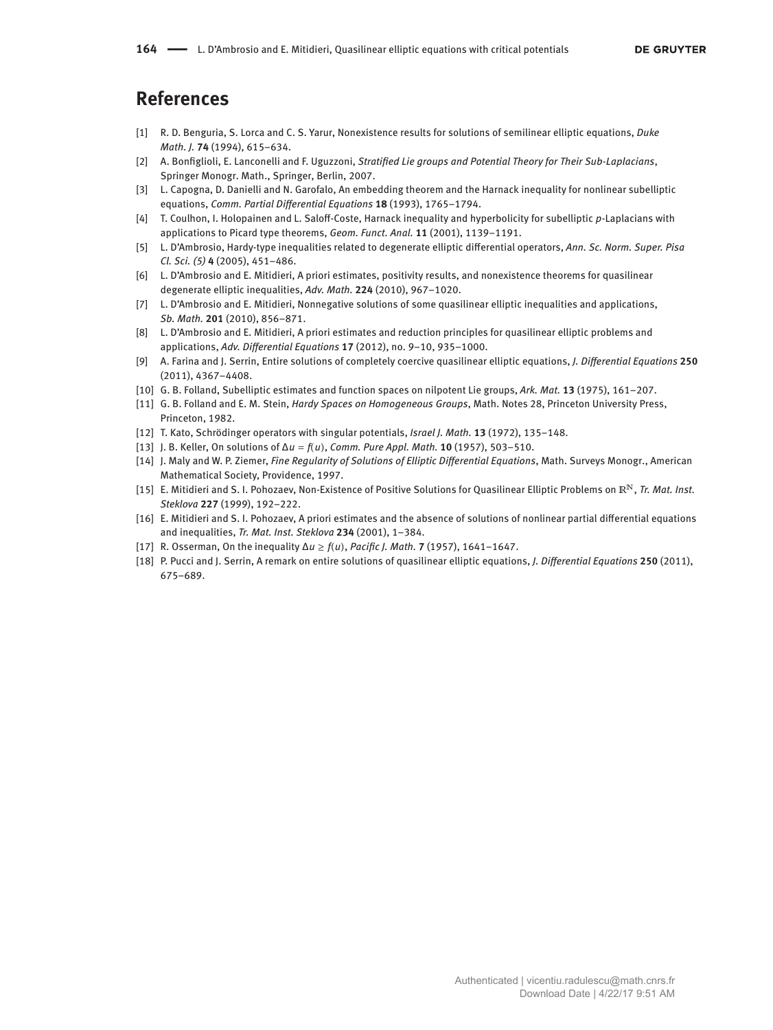## References

[1] R. D. Benguria, S. Lorca and C. S. Yarur, Nonexistence results for solutions of semilinear elliptic equations, *Duke Math. J.* **74** (1994), 615–634.

[2] A. Bonfiglioli, E. Lanconelli and F. Uguzzoni, *Stratified Lie groups and Potential Theory for Their Sub-Laplacians*, Springer Monogr. Math., Springer, Berlin, 2007.

[3] L. Capogna, D. Danielli and N. Garofalo, An embedding theorem and the Harnack inequality for nonlinear subelliptic equations, *Comm. Partial Differential Equations* **18** (1993), 1765–1794.

[4] T. Coulhon, I. Holopainen and L. Saloff-Coste, Harnack inequality and hyperbolicity for subelliptic $p$-Laplacians with applications to Picard type theorems, *Geom. Funct. Anal.* **11** (2001), 1139–1191.

[5] L. D'Ambrosio, Hardy-type inequalities related to degenerate elliptic differential operators, *Ann. Sc. Norm. Super. Pisa Cl. Sci. (5)* **4** (2005), 451–486.

[6] L. D'Ambrosio and E. Mitidieri, A priori estimates, positivity results, and nonexistence theorems for quasilinear degenerate elliptic inequalities, *Adv. Math.* **224** (2010), 967–1020.

[7] L. D'Ambrosio and E. Mitidieri, Nonnegative solutions of some quasilinear elliptic inequalities and applications, *Sb. Math.* **201** (2010), 856–871.

[8] L. D'Ambrosio and E. Mitidieri, A priori estimates and reduction principles for quasilinear elliptic problems and applications, *Adv. Differential Equations* **17** (2012), no. 9–10, 935–1000.

[9] A. Farina and J. Serrin, Entire solutions of completely coercive quasilinear elliptic equations, *J. Differential Equations* **250** (2011), 4367–4408.

[10] G. B. Folland, Subelliptic estimates and function spaces on nilpotent Lie groups, *Ark. Mat.* **13** (1975), 161–207.

[11] G. B. Folland and E. M. Stein, *Hardy Spaces on Homogeneous Groups*, Math. Notes 28, Princeton University Press, Princeton, 1982.

[12] T. Kato, Schrödinger operators with singular potentials, *Israel J. Math.* **13** (1972), 135–148.

[13] J. B. Keller, On solutions of $\Delta u = f(u)$, *Comm. Pure Appl. Math.* **10** (1957), 503–510.

[14] J. Maly and W. P. Ziemer, *Fine Regularity of Solutions of Elliptic Differential Equations*, Math. Surveys Monogr., American Mathematical Society, Providence, 1997.

[15] E. Mitidieri and S. I. Pohozaev, Non-Existence of Positive Solutions for Quasilinear Elliptic Problems on $\mathbb{R}^{\mathbb{N}}$, *Tr. Mat. Inst. Steklova* **227** (1999), 192–222.

[16] E. Mitidieri and S. I. Pohozaev, A priori estimates and the absence of solutions of nonlinear partial differential equations and inequalities, *Tr. Mat. Inst. Steklova* **234** (2001), 1–384.

[17] R. Osserman, On the inequality $\Delta u \geq f(u)$, *Pacific J. Math.* **7** (1957), 1641–1647.

[18] P. Pucci and J. Serrin, A remark on entire solutions of quasilinear elliptic equations, *J. Differential Equations* **250** (2011), 675–689.